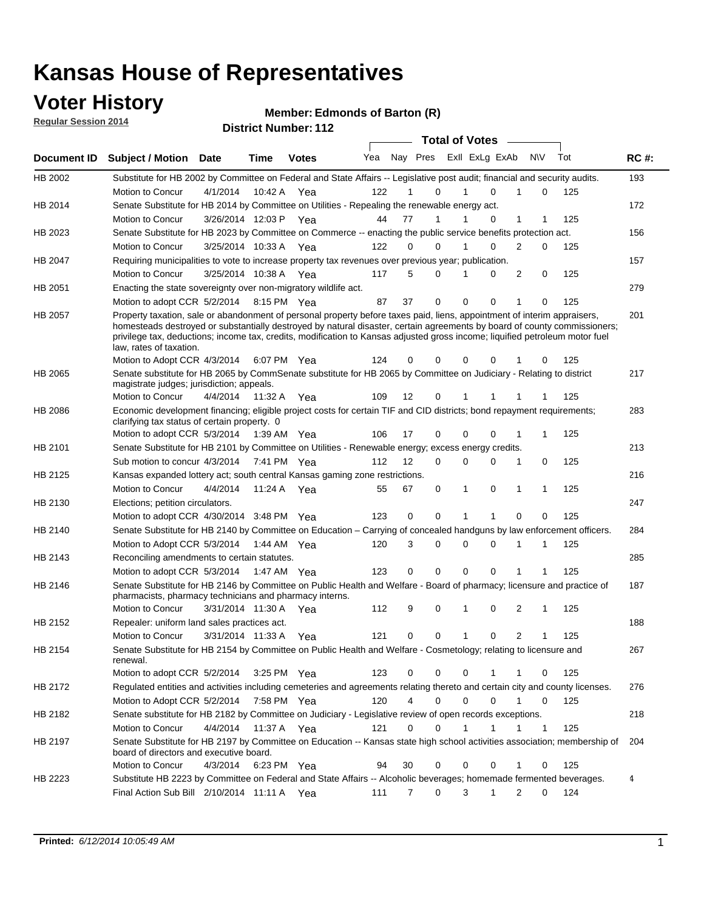# Kansas House of Representatives

## Voter History

**Regular Session 2014**

**Member: Edmonds of Barton (R)**

**District Number: 112**

| Document ID | Subject / Motion | Date | Time | Votes | Yea | Nay | Pres | ExII | ExLg | ExAb | N\V | Tot | RC #: |
|---|---|---|---|---|---|---|---|---|---|---|---|---|---|
| HB 2002 | Substitute for HB 2002 by Committee on Federal and State Affairs -- Legislative post audit; financial and security audits. | | | | | | | | | | | | 193 |
| | Motion to Concur | 4/1/2014 | 10:42 A | Yea | 122 | 1 | 0 | 1 | 0 | 1 | 0 | 125 | |
| HB 2014 | Senate Substitute for HB 2014 by Committee on Utilities - Repealing the renewable energy act. | | | | | | | | | | | | 172 |
| | Motion to Concur | 3/26/2014 | 12:03 P | Yea | 44 | 77 | 1 | 1 | 0 | 1 | 1 | 125 | |
| HB 2023 | Senate Substitute for HB 2023 by Committee on Commerce -- enacting the public service benefits protection act. | | | | | | | | | | | | 156 |
| | Motion to Concur | 3/25/2014 | 10:33 A | Yea | 122 | 0 | 0 | 1 | 0 | 2 | 0 | 125 | |
| HB 2047 | Requiring municipalities to vote to increase property tax revenues over previous year; publication. | | | | | | | | | | | | 157 |
| | Motion to Concur | 3/25/2014 | 10:38 A | Yea | 117 | 5 | 0 | 1 | 0 | 2 | 0 | 125 | |
| HB 2051 | Enacting the state sovereignty over non-migratory wildlife act. | | | | | | | | | | | | 279 |
| | Motion to adopt CCR | 5/2/2014 | 8:15 PM | Yea | 87 | 37 | 0 | 0 | 0 | 1 | 0 | 125 | |
| HB 2057 | Property taxation, sale or abandonment of personal property before taxes paid, liens, appointment of interim appraisers, homesteads destroyed or substantially destroyed by natural disaster, certain agreements by board of county commissioners; privilege tax, deductions; income tax, credits, modification to Kansas adjusted gross income; liquified petroleum motor fuel law, rates of taxation. | | | | | | | | | | | | 201 |
| | Motion to Adopt CCR | 4/3/2014 | 6:07 PM | Yea | 124 | 0 | 0 | 0 | 0 | 1 | 0 | 125 | |
| HB 2065 | Senate substitute for HB 2065 by CommSenate substitute for HB 2065 by Committee on Judiciary - Relating to district magistrate judges; jurisdiction; appeals. | | | | | | | | | | | | 217 |
| | Motion to Concur | 4/4/2014 | 11:32 A | Yea | 109 | 12 | 0 | 1 | 1 | 1 | 1 | 125 | |
| HB 2086 | Economic development financing; eligible project costs for certain TIF and CID districts; bond repayment requirements; clarifying tax status of certain property. 0 | | | | | | | | | | | | 283 |
| | Motion to adopt CCR | 5/3/2014 | 1:39 AM | Yea | 106 | 17 | 0 | 0 | 0 | 1 | 1 | 125 | |
| HB 2101 | Senate Substitute for HB 2101 by Committee on Utilities - Renewable energy; excess energy credits. | | | | | | | | | | | | 213 |
| | Sub motion to concur | 4/3/2014 | 7:41 PM | Yea | 112 | 12 | 0 | 0 | 0 | 1 | 0 | 125 | |
| HB 2125 | Kansas expanded lottery act; south central Kansas gaming zone restrictions. | | | | | | | | | | | | 216 |
| | Motion to Concur | 4/4/2014 | 11:24 A | Yea | 55 | 67 | 0 | 1 | 0 | 1 | 1 | 125 | |
| HB 2130 | Elections; petition circulators. | | | | | | | | | | | | 247 |
| | Motion to adopt CCR | 4/30/2014 | 3:48 PM | Yea | 123 | 0 | 0 | 1 | 1 | 0 | 0 | 125 | |
| HB 2140 | Senate Substitute for HB 2140 by Committee on Education – Carrying of concealed handguns by law enforcement officers. | | | | | | | | | | | | 284 |
| | Motion to Adopt CCR | 5/3/2014 | 1:44 AM | Yea | 120 | 3 | 0 | 0 | 0 | 1 | 1 | 125 | |
| HB 2143 | Reconciling amendments to certain statutes. | | | | | | | | | | | | 285 |
| | Motion to adopt CCR | 5/3/2014 | 1:47 AM | Yea | 123 | 0 | 0 | 0 | 0 | 1 | 1 | 125 | |
| HB 2146 | Senate Substitute for HB 2146 by Committee on Public Health and Welfare - Board of pharmacy; licensure and practice of pharmacists, pharmacy technicians and pharmacy interns. | | | | | | | | | | | | 187 |
| | Motion to Concur | 3/31/2014 | 11:30 A | Yea | 112 | 9 | 0 | 1 | 0 | 2 | 1 | 125 | |
| HB 2152 | Repealer: uniform land sales practices act. | | | | | | | | | | | | 188 |
| | Motion to Concur | 3/31/2014 | 11:33 A | Yea | 121 | 0 | 0 | 1 | 0 | 2 | 1 | 125 | |
| HB 2154 | Senate Substitute for HB 2154 by Committee on Public Health and Welfare - Cosmetology; relating to licensure and renewal. | | | | | | | | | | | | 267 |
| | Motion to adopt CCR | 5/2/2014 | 3:25 PM | Yea | 123 | 0 | 0 | 0 | 1 | 1 | 0 | 125 | |
| HB 2172 | Regulated entities and activities including cemeteries and agreements relating thereto and certain city and county licenses. | | | | | | | | | | | | 276 |
| | Motion to Adopt CCR | 5/2/2014 | 7:58 PM | Yea | 120 | 4 | 0 | 0 | 0 | 1 | 0 | 125 | |
| HB 2182 | Senate substitute for HB 2182 by Committee on Judiciary - Legislative review of open records exceptions. | | | | | | | | | | | | 218 |
| | Motion to Concur | 4/4/2014 | 11:37 A | Yea | 121 | 0 | 0 | 1 | 1 | 1 | 1 | 125 | |
| HB 2197 | Senate Substitute for HB 2197 by Committee on Education -- Kansas state high school activities association; membership of board of directors and executive board. | | | | | | | | | | | | 204 |
| | Motion to Concur | 4/3/2014 | 6:23 PM | Yea | 94 | 30 | 0 | 0 | 0 | 1 | 0 | 125 | |
| HB 2223 | Substitute HB 2223 by Committee on Federal and State Affairs -- Alcoholic beverages; homemade fermented beverages. | | | | | | | | | | | | 4 |
| | Final Action Sub Bill | 2/10/2014 | 11:11 A | Yea | 111 | 7 | 0 | 3 | 1 | 2 | 0 | 124 | |

**Printed:** *6/12/2014 10:05:49 AM*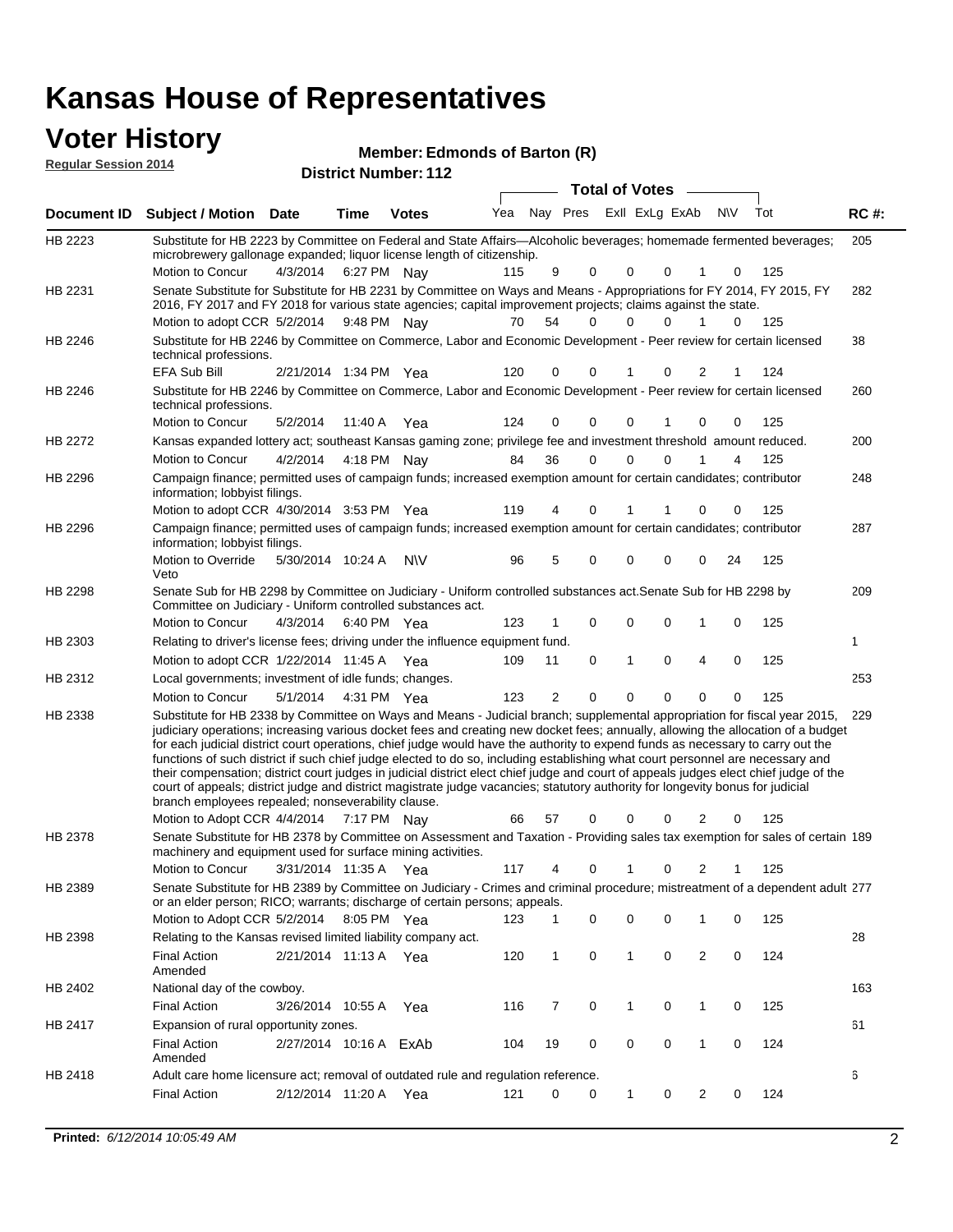# Kansas House of Representatives

## Voter History

**Regular Session 2014**

**Member: Edmonds of Barton (R)**

**District Number: 112**

| Document ID | Subject / Motion | Date | Time | Votes | Yea | Nay | Pres | ExII | ExLg | ExAb | N\V | Tot | RC #: |
|---|---|---|---|---|---|---|---|---|---|---|---|---|---|
| HB 2223 | Substitute for HB 2223 by Committee on Federal and State Affairs—Alcoholic beverages; homemade fermented beverages; microbrewery gallonage expanded; liquor license length of citizenship. | | | | | | | | | | | | 205 |
| | Motion to Concur | 4/3/2014 | 6:27 PM | Nay | 115 | 9 | 0 | 0 | 0 | 1 | 0 | 125 | |
| HB 2231 | Senate Substitute for Substitute for HB 2231 by Committee on Ways and Means - Appropriations for FY 2014, FY 2015, FY 2016, FY 2017 and FY 2018 for various state agencies; capital improvement projects; claims against the state. | | | | | | | | | | | | 282 |
| | Motion to adopt CCR | 5/2/2014 | 9:48 PM | Nay | 70 | 54 | 0 | 0 | 0 | 1 | 0 | 125 | |
| HB 2246 | Substitute for HB 2246 by Committee on Commerce, Labor and Economic Development - Peer review for certain licensed technical professions. | | | | | | | | | | | | 38 |
| | EFA Sub Bill | 2/21/2014 | 1:34 PM | Yea | 120 | 0 | 0 | 1 | 0 | 2 | 1 | 124 | |
| HB 2246 | Substitute for HB 2246 by Committee on Commerce, Labor and Economic Development - Peer review for certain licensed technical professions. | | | | | | | | | | | | 260 |
| | Motion to Concur | 5/2/2014 | 11:40 A | Yea | 124 | 0 | 0 | 0 | 1 | 0 | 0 | 125 | |
| HB 2272 | Kansas expanded lottery act; southeast Kansas gaming zone; privilege fee and investment threshold amount reduced. | | | | | | | | | | | | 200 |
| | Motion to Concur | 4/2/2014 | 4:18 PM | Nay | 84 | 36 | 0 | 0 | 0 | 1 | 4 | 125 | |
| HB 2296 | Campaign finance; permitted uses of campaign funds; increased exemption amount for certain candidates; contributor information; lobbyist filings. | | | | | | | | | | | | 248 |
| | Motion to adopt CCR | 4/30/2014 | 3:53 PM | Yea | 119 | 4 | 0 | 1 | 1 | 0 | 0 | 125 | |
| HB 2296 | Campaign finance; permitted uses of campaign funds; increased exemption amount for certain candidates; contributor information; lobbyist filings. | | | | | | | | | | | | 287 |
| | Motion to Override Veto | 5/30/2014 | 10:24 A | N\V | 96 | 5 | 0 | 0 | 0 | 0 | 24 | 125 | |
| HB 2298 | Senate Sub for HB 2298 by Committee on Judiciary - Uniform controlled substances act.Senate Sub for HB 2298 by Committee on Judiciary - Uniform controlled substances act. | | | | | | | | | | | | 209 |
| | Motion to Concur | 4/3/2014 | 6:40 PM | Yea | 123 | 1 | 0 | 0 | 0 | 1 | 0 | 125 | |
| HB 2303 | Relating to driver's license fees; driving under the influence equipment fund. | | | | | | | | | | | | 1 |
| | Motion to adopt CCR | 1/22/2014 | 11:45 A | Yea | 109 | 11 | 0 | 1 | 0 | 4 | 0 | 125 | |
| HB 2312 | Local governments; investment of idle funds; changes. | | | | | | | | | | | | 253 |
| | Motion to Concur | 5/1/2014 | 4:31 PM | Yea | 123 | 2 | 0 | 0 | 0 | 0 | 0 | 125 | |
| HB 2338 | Substitute for HB 2338 by Committee on Ways and Means - Judicial branch; supplemental appropriation for fiscal year 2015, judiciary operations; increasing various docket fees and creating new docket fees; annually, allowing the allocation of a budget for each judicial district court operations, chief judge would have the authority to expend funds as necessary to carry out the functions of such district if such chief judge elected to do so, including establishing what court personnel are necessary and their compensation; district court judges in judicial district elect chief judge and court of appeals judges elect chief judge of the court of appeals; district judge and district magistrate judge vacancies; statutory authority for longevity bonus for judicial branch employees repealed; nonseverability clause. | | | | | | | | | | | | 229 |
| | Motion to Adopt CCR | 4/4/2014 | 7:17 PM | Nay | 66 | 57 | 0 | 0 | 0 | 2 | 0 | 125 | |
| HB 2378 | Senate Substitute for HB 2378 by Committee on Assessment and Taxation - Providing sales tax exemption for sales of certain machinery and equipment used for surface mining activities. | | | | | | | | | | | | 189 |
| | Motion to Concur | 3/31/2014 | 11:35 A | Yea | 117 | 4 | 0 | 1 | 0 | 2 | 1 | 125 | |
| HB 2389 | Senate Substitute for HB 2389 by Committee on Judiciary - Crimes and criminal procedure; mistreatment of a dependent adult or an elder person; RICO; warrants; discharge of certain persons; appeals. | | | | | | | | | | | | 277 |
| | Motion to Adopt CCR | 5/2/2014 | 8:05 PM | Yea | 123 | 1 | 0 | 0 | 0 | 1 | 0 | 125 | |
| HB 2398 | Relating to the Kansas revised limited liability company act. | | | | | | | | | | | | 28 |
| | Final Action Amended | 2/21/2014 | 11:13 A | Yea | 120 | 1 | 0 | 1 | 0 | 2 | 0 | 124 | |
| HB 2402 | National day of the cowboy. | | | | | | | | | | | | 163 |
| | Final Action | 3/26/2014 | 10:55 A | Yea | 116 | 7 | 0 | 1 | 0 | 1 | 0 | 125 | |
| HB 2417 | Expansion of rural opportunity zones. | | | | | | | | | | | | 61 |
| | Final Action Amended | 2/27/2014 | 10:16 A | ExAb | 104 | 19 | 0 | 0 | 0 | 1 | 0 | 124 | |
| HB 2418 | Adult care home licensure act; removal of outdated rule and regulation reference. | | | | | | | | | | | | 6 |
| | Final Action | 2/12/2014 | 11:20 A | Yea | 121 | 0 | 0 | 1 | 0 | 2 | 0 | 124 | |

**Printed:** *6/12/2014 10:05:49 AM*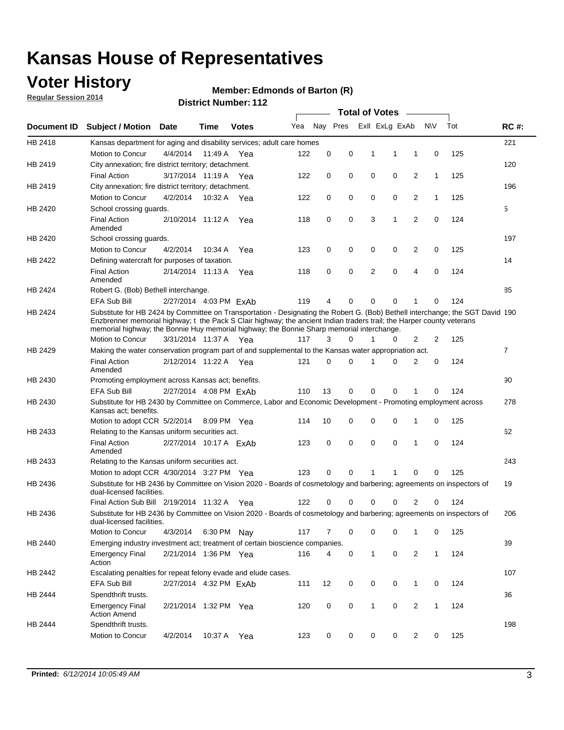# Kansas House of Representatives

## Voter History

**Regular Session 2014**

**Member: Edmonds of Barton (R)**

**District Number: 112**

| Document ID | Subject / Motion | Date | Time | Votes | Yea | Nay | Pres | ExII | ExLg | ExAb | N\V | Tot | RC #: |
|---|---|---|---|---|---|---|---|---|---|---|---|---|---|
| HB 2418 | Kansas department for aging and disability services; adult care homes | | | | | | | | | | | | 221 |
| | Motion to Concur | 4/4/2014 | 11:49 A | Yea | 122 | 0 | 0 | 1 | 1 | 1 | 0 | 125 | |
| HB 2419 | City annexation; fire district territory; detachment. | | | | | | | | | | | | 120 |
| | Final Action | 3/17/2014 | 11:19 A | Yea | 122 | 0 | 0 | 0 | 0 | 2 | 1 | 125 | |
| HB 2419 | City annexation; fire district territory; detachment. | | | | | | | | | | | | 196 |
| | Motion to Concur | 4/2/2014 | 10:32 A | Yea | 122 | 0 | 0 | 0 | 0 | 2 | 1 | 125 | |
| HB 2420 | School crossing guards. | | | | | | | | | | | | 5 |
| | Final Action Amended | 2/10/2014 | 11:12 A | Yea | 118 | 0 | 0 | 3 | 1 | 2 | 0 | 124 | |
| HB 2420 | School crossing guards. | | | | | | | | | | | | 197 |
| | Motion to Concur | 4/2/2014 | 10:34 A | Yea | 123 | 0 | 0 | 0 | 0 | 2 | 0 | 125 | |
| HB 2422 | Defining watercraft for purposes of taxation. | | | | | | | | | | | | 14 |
| | Final Action Amended | 2/14/2014 | 11:13 A | Yea | 118 | 0 | 0 | 2 | 0 | 4 | 0 | 124 | |
| HB 2424 | Robert G. (Bob) Bethell interchange. | | | | | | | | | | | | 85 |
| | EFA Sub Bill | 2/27/2014 | 4:03 PM | ExAb | 119 | 4 | 0 | 0 | 0 | 1 | 0 | 124 | |
| HB 2424 | Substitute for HB 2424 by Committee on Transportation - Designating the Robert G. (Bob) Bethell interchange; the SGT David Enzbrenner memorial highway; t the Pack S Clair highway; the ancient Indian traders trail; the Harper county veterans memorial highway; the Bonnie Huy memorial highway; the Bonnie Sharp memorial interchange. | | | | | | | | | | | | 190 |
| | Motion to Concur | 3/31/2014 | 11:37 A | Yea | 117 | 3 | 0 | 1 | 0 | 2 | 2 | 125 | |
| HB 2429 | Making the water conservation program part of and supplemental to the Kansas water appropriation act. | | | | | | | | | | | | 7 |
| | Final Action Amended | 2/12/2014 | 11:22 A | Yea | 121 | 0 | 0 | 1 | 0 | 2 | 0 | 124 | |
| HB 2430 | Promoting employment across Kansas act; benefits. | | | | | | | | | | | | 90 |
| | EFA Sub Bill | 2/27/2014 | 4:08 PM | ExAb | 110 | 13 | 0 | 0 | 0 | 1 | 0 | 124 | |
| HB 2430 | Substitute for HB 2430 by Committee on Commerce, Labor and Economic Development - Promoting employment across Kansas act; benefits. | | | | | | | | | | | | 278 |
| | Motion to adopt CCR | 5/2/2014 | 8:09 PM | Yea | 114 | 10 | 0 | 0 | 0 | 1 | 0 | 125 | |
| HB 2433 | Relating to the Kansas uniform securities act. | | | | | | | | | | | | 62 |
| | Final Action Amended | 2/27/2014 | 10:17 A | ExAb | 123 | 0 | 0 | 0 | 0 | 1 | 0 | 124 | |
| HB 2433 | Relating to the Kansas uniform securities act. | | | | | | | | | | | | 243 |
| | Motion to adopt CCR | 4/30/2014 | 3:27 PM | Yea | 123 | 0 | 0 | 1 | 1 | 0 | 0 | 125 | |
| HB 2436 | Substitute for HB 2436 by Committee on Vision 2020 - Boards of cosmetology and barbering; agreements on inspectors of dual-licensed facilities. | | | | | | | | | | | | 19 |
| | Final Action Sub Bill | 2/19/2014 | 11:32 A | Yea | 122 | 0 | 0 | 0 | 0 | 2 | 0 | 124 | |
| HB 2436 | Substitute for HB 2436 by Committee on Vision 2020 - Boards of cosmetology and barbering; agreements on inspectors of dual-licensed facilities. | | | | | | | | | | | | 206 |
| | Motion to Concur | 4/3/2014 | 6:30 PM | Nay | 117 | 7 | 0 | 0 | 0 | 1 | 0 | 125 | |
| HB 2440 | Emerging industry investment act; treatment of certain bioscience companies. | | | | | | | | | | | | 39 |
| | Emergency Final Action | 2/21/2014 | 1:36 PM | Yea | 116 | 4 | 0 | 1 | 0 | 2 | 1 | 124 | |
| HB 2442 | Escalating penalties for repeat felony evade and elude cases. | | | | | | | | | | | | 107 |
| | EFA Sub Bill | 2/27/2014 | 4:32 PM | ExAb | 111 | 12 | 0 | 0 | 0 | 1 | 0 | 124 | |
| HB 2444 | Spendthrift trusts. | | | | | | | | | | | | 36 |
| | Emergency Final Action Amend | 2/21/2014 | 1:32 PM | Yea | 120 | 0 | 0 | 1 | 0 | 2 | 1 | 124 | |
| HB 2444 | Spendthrift trusts. | | | | | | | | | | | | 198 |
| | Motion to Concur | 4/2/2014 | 10:37 A | Yea | 123 | 0 | 0 | 0 | 0 | 2 | 0 | 125 | |

**Printed:** *6/12/2014 10:05:49 AM*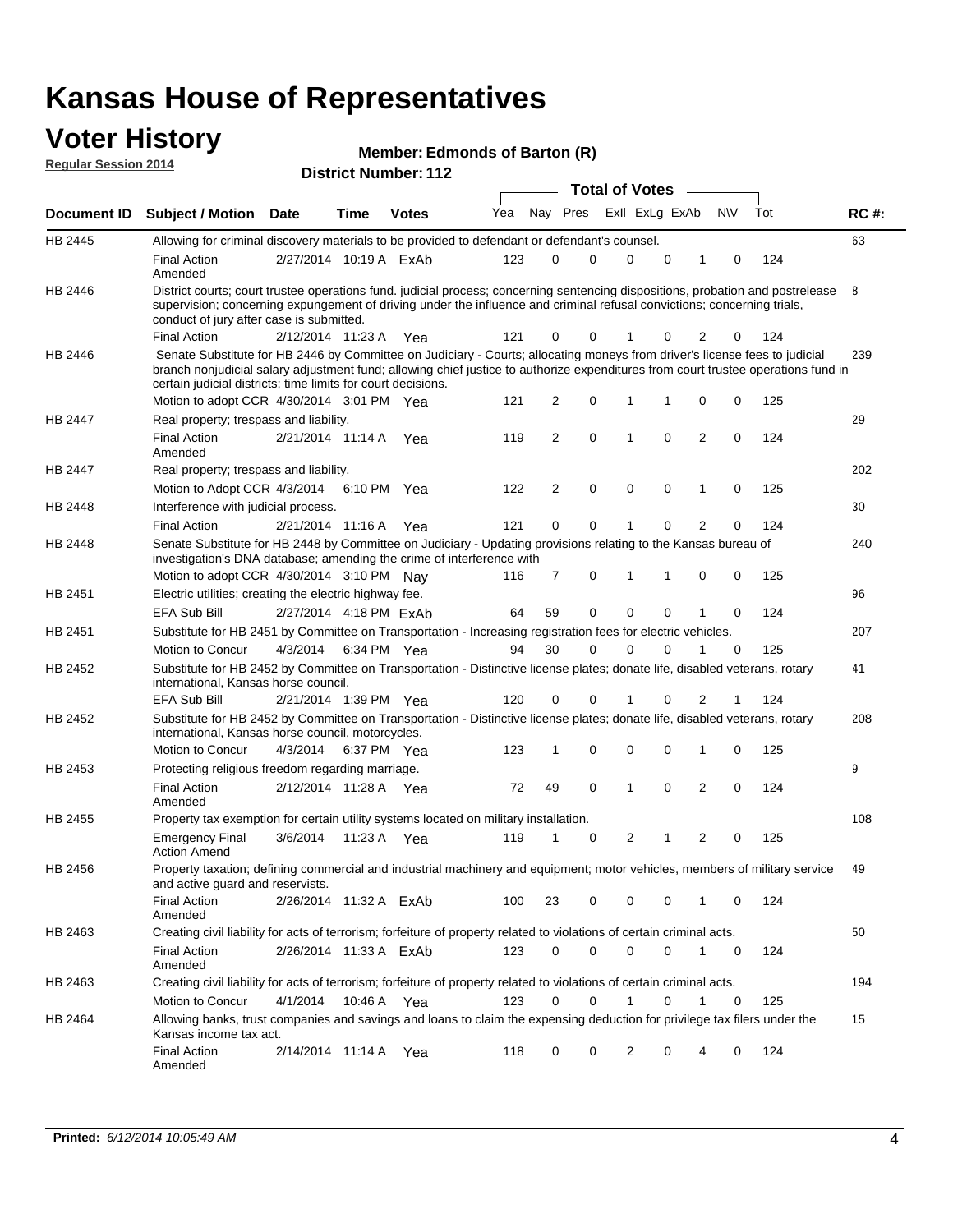# Kansas House of Representatives

## Voter History

**Regular Session 2014**

**Member: Edmonds of Barton (R)**

**District Number: 112**

| Document ID | Subject / Motion | Date | Time | Votes | Yea | Nay | Pres | ExII | ExLg | ExAb | N\V | Tot | RC #: |
|---|---|---|---|---|---|---|---|---|---|---|---|---|---|
| HB 2445 | Allowing for criminal discovery materials to be provided to defendant or defendant's counsel. | | | | | | | | | | | | 63 |
| | Final Action Amended | 2/27/2014 | 10:19 A | ExAb | 123 | 0 | 0 | 0 | 0 | 1 | 0 | 124 | |
| HB 2446 | District courts; court trustee operations fund. judicial process; concerning sentencing dispositions, probation and postrelease supervision; concerning expungement of driving under the influence and criminal refusal convictions; concerning trials, conduct of jury after case is submitted. | | | | | | | | | | | | 8 |
| | Final Action | 2/12/2014 | 11:23 A | Yea | 121 | 0 | 0 | 1 | 0 | 2 | 0 | 124 | |
| HB 2446 | Senate Substitute for HB 2446 by Committee on Judiciary - Courts; allocating moneys from driver's license fees to judicial branch nonjudicial salary adjustment fund; allowing chief justice to authorize expenditures from court trustee operations fund in certain judicial districts; time limits for court decisions. | | | | | | | | | | | | 239 |
| | Motion to adopt CCR | 4/30/2014 | 3:01 PM | Yea | 121 | 2 | 0 | 1 | 1 | 0 | 0 | 125 | |
| HB 2447 | Real property; trespass and liability. | | | | | | | | | | | | 29 |
| | Final Action Amended | 2/21/2014 | 11:14 A | Yea | 119 | 2 | 0 | 1 | 0 | 2 | 0 | 124 | |
| HB 2447 | Real property; trespass and liability. | | | | | | | | | | | | 202 |
| | Motion to Adopt CCR | 4/3/2014 | 6:10 PM | Yea | 122 | 2 | 0 | 0 | 0 | 1 | 0 | 125 | |
| HB 2448 | Interference with judicial process. | | | | | | | | | | | | 30 |
| | Final Action | 2/21/2014 | 11:16 A | Yea | 121 | 0 | 0 | 1 | 0 | 2 | 0 | 124 | |
| HB 2448 | Senate Substitute for HB 2448 by Committee on Judiciary - Updating provisions relating to the Kansas bureau of investigation's DNA database; amending the crime of interference with | | | | | | | | | | | | 240 |
| | Motion to adopt CCR | 4/30/2014 | 3:10 PM | Nay | 116 | 7 | 0 | 1 | 1 | 0 | 0 | 125 | |
| HB 2451 | Electric utilities; creating the electric highway fee. | | | | | | | | | | | | 96 |
| | EFA Sub Bill | 2/27/2014 | 4:18 PM | ExAb | 64 | 59 | 0 | 0 | 0 | 1 | 0 | 124 | |
| HB 2451 | Substitute for HB 2451 by Committee on Transportation - Increasing registration fees for electric vehicles. | | | | | | | | | | | | 207 |
| | Motion to Concur | 4/3/2014 | 6:34 PM | Yea | 94 | 30 | 0 | 0 | 0 | 1 | 0 | 125 | |
| HB 2452 | Substitute for HB 2452 by Committee on Transportation - Distinctive license plates; donate life, disabled veterans, rotary international, Kansas horse council. | | | | | | | | | | | | 41 |
| | EFA Sub Bill | 2/21/2014 | 1:39 PM | Yea | 120 | 0 | 0 | 1 | 0 | 2 | 1 | 124 | |
| HB 2452 | Substitute for HB 2452 by Committee on Transportation - Distinctive license plates; donate life, disabled veterans, rotary international, Kansas horse council, motorcycles. | | | | | | | | | | | | 208 |
| | Motion to Concur | 4/3/2014 | 6:37 PM | Yea | 123 | 1 | 0 | 0 | 0 | 1 | 0 | 125 | |
| HB 2453 | Protecting religious freedom regarding marriage. | | | | | | | | | | | | 9 |
| | Final Action Amended | 2/12/2014 | 11:28 A | Yea | 72 | 49 | 0 | 1 | 0 | 2 | 0 | 124 | |
| HB 2455 | Property tax exemption for certain utility systems located on military installation. | | | | | | | | | | | | 108 |
| | Emergency Final Action Amend | 3/6/2014 | 11:23 A | Yea | 119 | 1 | 0 | 2 | 1 | 2 | 0 | 125 | |
| HB 2456 | Property taxation; defining commercial and industrial machinery and equipment; motor vehicles, members of military service and active guard and reservists. | | | | | | | | | | | | 49 |
| | Final Action Amended | 2/26/2014 | 11:32 A | ExAb | 100 | 23 | 0 | 0 | 0 | 1 | 0 | 124 | |
| HB 2463 | Creating civil liability for acts of terrorism; forfeiture of property related to violations of certain criminal acts. | | | | | | | | | | | | 50 |
| | Final Action Amended | 2/26/2014 | 11:33 A | ExAb | 123 | 0 | 0 | 0 | 0 | 1 | 0 | 124 | |
| HB 2463 | Creating civil liability for acts of terrorism; forfeiture of property related to violations of certain criminal acts. | | | | | | | | | | | | 194 |
| | Motion to Concur | 4/1/2014 | 10:46 A | Yea | 123 | 0 | 0 | 1 | 0 | 1 | 0 | 125 | |
| HB 2464 | Allowing banks, trust companies and savings and loans to claim the expensing deduction for privilege tax filers under the Kansas income tax act. | | | | | | | | | | | | 15 |
| | Final Action Amended | 2/14/2014 | 11:14 A | Yea | 118 | 0 | 0 | 2 | 0 | 4 | 0 | 124 | |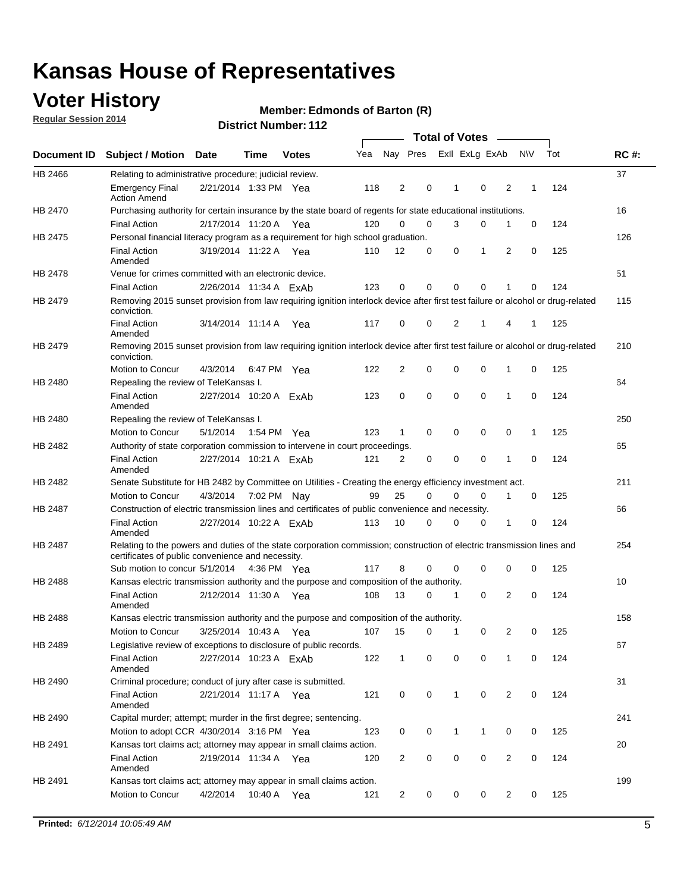# Kansas House of Representatives

## Voter History

**Regular Session 2014**

**Member: Edmonds of Barton (R)**

**District Number: 112**

| Document ID | Subject / Motion | Date | Time | Votes | Yea | Nay | Pres | ExlI | ExLg | ExAb | N\V | Tot | RC #: |
|---|---|---|---|---|---|---|---|---|---|---|---|---|---|
| HB 2466 | Relating to administrative procedure; judicial review. | | | | | | | | | | | | 37 |
| | Emergency Final Action Amend | 2/21/2014 | 1:33 PM | Yea | 118 | 2 | 0 | 1 | 0 | 2 | 1 | 124 | |
| HB 2470 | Purchasing authority for certain insurance by the state board of regents for state educational institutions. | | | | | | | | | | | | 16 |
| | Final Action | 2/17/2014 | 11:20 A | Yea | 120 | 0 | 0 | 3 | 0 | 1 | 0 | 124 | |
| HB 2475 | Personal financial literacy program as a requirement for high school graduation. | | | | | | | | | | | | 126 |
| | Final Action Amended | 3/19/2014 | 11:22 A | Yea | 110 | 12 | 0 | 0 | 1 | 2 | 0 | 125 | |
| HB 2478 | Venue for crimes committed with an electronic device. | | | | | | | | | | | | 51 |
| | Final Action | 2/26/2014 | 11:34 A | ExAb | 123 | 0 | 0 | 0 | 0 | 1 | 0 | 124 | |
| HB 2479 | Removing 2015 sunset provision from law requiring ignition interlock device after first test failure or alcohol or drug-related conviction. | | | | | | | | | | | | 115 |
| | Final Action Amended | 3/14/2014 | 11:14 A | Yea | 117 | 0 | 0 | 2 | 1 | 4 | 1 | 125 | |
| HB 2479 | Removing 2015 sunset provision from law requiring ignition interlock device after first test failure or alcohol or drug-related conviction. | | | | | | | | | | | | 210 |
| | Motion to Concur | 4/3/2014 | 6:47 PM | Yea | 122 | 2 | 0 | 0 | 0 | 1 | 0 | 125 | |
| HB 2480 | Repealing the review of TeleKansas I. | | | | | | | | | | | | 64 |
| | Final Action Amended | 2/27/2014 | 10:20 A | ExAb | 123 | 0 | 0 | 0 | 0 | 1 | 0 | 124 | |
| HB 2480 | Repealing the review of TeleKansas I. | | | | | | | | | | | | 250 |
| | Motion to Concur | 5/1/2014 | 1:54 PM | Yea | 123 | 1 | 0 | 0 | 0 | 0 | 1 | 125 | |
| HB 2482 | Authority of state corporation commission to intervene in court proceedings. | | | | | | | | | | | | 65 |
| | Final Action Amended | 2/27/2014 | 10:21 A | ExAb | 121 | 2 | 0 | 0 | 0 | 1 | 0 | 124 | |
| HB 2482 | Senate Substitute for HB 2482 by Committee on Utilities - Creating the energy efficiency investment act. | | | | | | | | | | | | 211 |
| | Motion to Concur | 4/3/2014 | 7:02 PM | Nay | 99 | 25 | 0 | 0 | 0 | 1 | 0 | 125 | |
| HB 2487 | Construction of electric transmission lines and certificates of public convenience and necessity. | | | | | | | | | | | | 66 |
| | Final Action Amended | 2/27/2014 | 10:22 A | ExAb | 113 | 10 | 0 | 0 | 0 | 1 | 0 | 124 | |
| HB 2487 | Relating to the powers and duties of the state corporation commission; construction of electric transmission lines and certificates of public convenience and necessity. | | | | | | | | | | | | 254 |
| | Sub motion to concur | 5/1/2014 | 4:36 PM | Yea | 117 | 8 | 0 | 0 | 0 | 0 | 0 | 125 | |
| HB 2488 | Kansas electric transmission authority and the purpose and composition of the authority. | | | | | | | | | | | | 10 |
| | Final Action Amended | 2/12/2014 | 11:30 A | Yea | 108 | 13 | 0 | 1 | 0 | 2 | 0 | 124 | |
| HB 2488 | Kansas electric transmission authority and the purpose and composition of the authority. | | | | | | | | | | | | 158 |
| | Motion to Concur | 3/25/2014 | 10:43 A | Yea | 107 | 15 | 0 | 1 | 0 | 2 | 0 | 125 | |
| HB 2489 | Legislative review of exceptions to disclosure of public records. | | | | | | | | | | | | 67 |
| | Final Action Amended | 2/27/2014 | 10:23 A | ExAb | 122 | 1 | 0 | 0 | 0 | 1 | 0 | 124 | |
| HB 2490 | Criminal procedure; conduct of jury after case is submitted. | | | | | | | | | | | | 31 |
| | Final Action Amended | 2/21/2014 | 11:17 A | Yea | 121 | 0 | 0 | 1 | 0 | 2 | 0 | 124 | |
| HB 2490 | Capital murder; attempt; murder in the first degree; sentencing. | | | | | | | | | | | | 241 |
| | Motion to adopt CCR | 4/30/2014 | 3:16 PM | Yea | 123 | 0 | 0 | 1 | 1 | 0 | 0 | 125 | |
| HB 2491 | Kansas tort claims act; attorney may appear in small claims action. | | | | | | | | | | | | 20 |
| | Final Action Amended | 2/19/2014 | 11:34 A | Yea | 120 | 2 | 0 | 0 | 0 | 2 | 0 | 124 | |
| HB 2491 | Kansas tort claims act; attorney may appear in small claims action. | | | | | | | | | | | | 199 |
| | Motion to Concur | 4/2/2014 | 10:40 A | Yea | 121 | 2 | 0 | 0 | 0 | 2 | 0 | 125 | |

**Printed:** *6/12/2014 10:05:49 AM*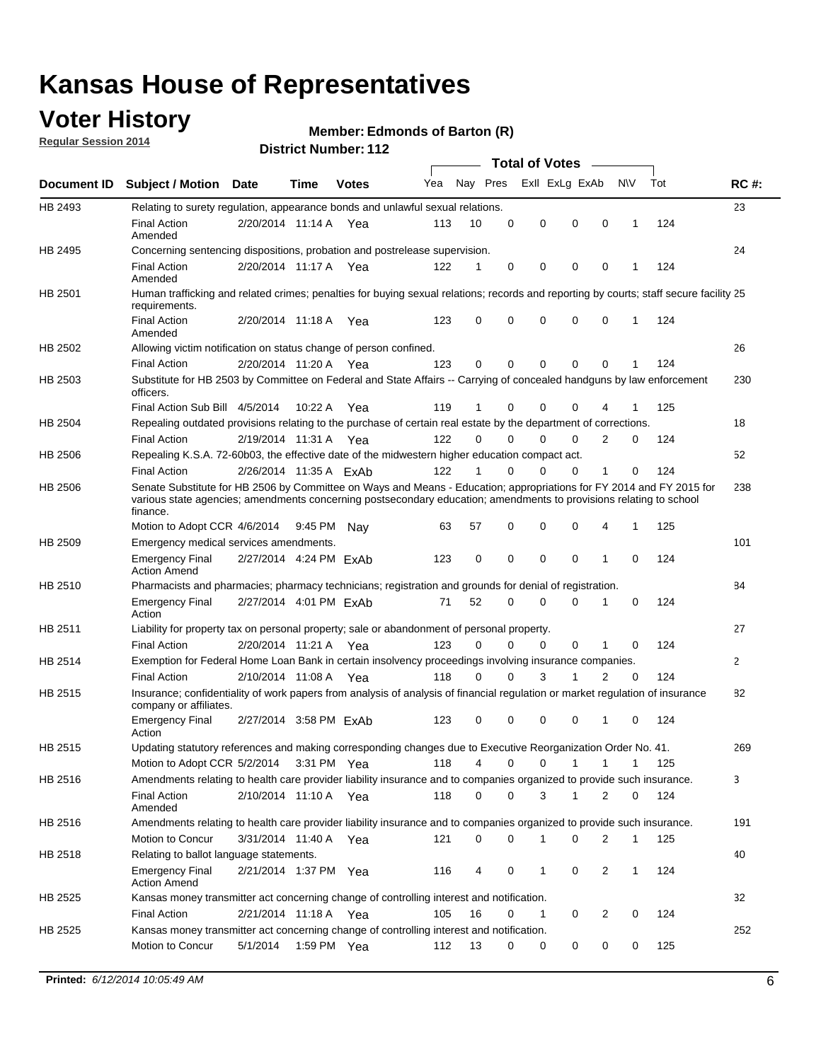# Kansas House of Representatives

## Voter History

**Regular Session 2014**

**Member: Edmonds of Barton (R)**

**District Number: 112**

| Document ID | Subject / Motion | Date | Time | Votes | Yea | Nay | Pres | ExII | ExLg | ExAb | N\V | Tot | RC #: |
|---|---|---|---|---|---|---|---|---|---|---|---|---|---|
| HB 2493 | Relating to surety regulation, appearance bonds and unlawful sexual relations. | | | | | | | | | | | | 23 |
| | Final Action Amended | 2/20/2014 | 11:14 A | Yea | 113 | 10 | 0 | 0 | 0 | 0 | 1 | 124 | |
| HB 2495 | Concerning sentencing dispositions, probation and postrelease supervision. | | | | | | | | | | | | 24 |
| | Final Action Amended | 2/20/2014 | 11:17 A | Yea | 122 | 1 | 0 | 0 | 0 | 0 | 1 | 124 | |
| HB 2501 | Human trafficking and related crimes; penalties for buying sexual relations; records and reporting by courts; staff secure facility requirements. | | | | | | | | | | | | 25 |
| | Final Action Amended | 2/20/2014 | 11:18 A | Yea | 123 | 0 | 0 | 0 | 0 | 0 | 1 | 124 | |
| HB 2502 | Allowing victim notification on status change of person confined. | | | | | | | | | | | | 26 |
| | Final Action | 2/20/2014 | 11:20 A | Yea | 123 | 0 | 0 | 0 | 0 | 0 | 1 | 124 | |
| HB 2503 | Substitute for HB 2503 by Committee on Federal and State Affairs -- Carrying of concealed handguns by law enforcement officers. | | | | | | | | | | | | 230 |
| | Final Action Sub Bill | 4/5/2014 | 10:22 A | Yea | 119 | 1 | 0 | 0 | 0 | 4 | 1 | 125 | |
| HB 2504 | Repealing outdated provisions relating to the purchase of certain real estate by the department of corrections. | | | | | | | | | | | | 18 |
| | Final Action | 2/19/2014 | 11:31 A | Yea | 122 | 0 | 0 | 0 | 0 | 2 | 0 | 124 | |
| HB 2506 | Repealing K.S.A. 72-60b03, the effective date of the midwestern higher education compact act. | | | | | | | | | | | | 52 |
| | Final Action | 2/26/2014 | 11:35 A | ExAb | 122 | 1 | 0 | 0 | 0 | 1 | 0 | 124 | |
| HB 2506 | Senate Substitute for HB 2506 by Committee on Ways and Means - Education; appropriations for FY 2014 and FY 2015 for various state agencies; amendments concerning postsecondary education; amendments to provisions relating to school finance. | | | | | | | | | | | | 238 |
| | Motion to Adopt CCR | 4/6/2014 | 9:45 PM | Nay | 63 | 57 | 0 | 0 | 0 | 4 | 1 | 125 | |
| HB 2509 | Emergency medical services amendments. | | | | | | | | | | | | 101 |
| | Emergency Final Action Amend | 2/27/2014 | 4:24 PM | ExAb | 123 | 0 | 0 | 0 | 0 | 1 | 0 | 124 | |
| HB 2510 | Pharmacists and pharmacies; pharmacy technicians; registration and grounds for denial of registration. | | | | | | | | | | | | 84 |
| | Emergency Final Action | 2/27/2014 | 4:01 PM | ExAb | 71 | 52 | 0 | 0 | 0 | 1 | 0 | 124 | |
| HB 2511 | Liability for property tax on personal property; sale or abandonment of personal property. | | | | | | | | | | | | 27 |
| | Final Action | 2/20/2014 | 11:21 A | Yea | 123 | 0 | 0 | 0 | 0 | 1 | 0 | 124 | |
| HB 2514 | Exemption for Federal Home Loan Bank in certain insolvency proceedings involving insurance companies. | | | | | | | | | | | | 2 |
| | Final Action | 2/10/2014 | 11:08 A | Yea | 118 | 0 | 0 | 3 | 1 | 2 | 0 | 124 | |
| HB 2515 | Insurance; confidentiality of work papers from analysis of analysis of financial regulation or market regulation of insurance company or affiliates. | | | | | | | | | | | | 82 |
| | Emergency Final Action | 2/27/2014 | 3:58 PM | ExAb | 123 | 0 | 0 | 0 | 0 | 1 | 0 | 124 | |
| HB 2515 | Updating statutory references and making corresponding changes due to Executive Reorganization Order No. 41. | | | | | | | | | | | | 269 |
| | Motion to Adopt CCR | 5/2/2014 | 3:31 PM | Yea | 118 | 4 | 0 | 0 | 1 | 1 | 1 | 125 | |
| HB 2516 | Amendments relating to health care provider liability insurance and to companies organized to provide such insurance. | | | | | | | | | | | | 3 |
| | Final Action Amended | 2/10/2014 | 11:10 A | Yea | 118 | 0 | 0 | 3 | 1 | 2 | 0 | 124 | |
| HB 2516 | Amendments relating to health care provider liability insurance and to companies organized to provide such insurance. | | | | | | | | | | | | 191 |
| | Motion to Concur | 3/31/2014 | 11:40 A | Yea | 121 | 0 | 0 | 1 | 0 | 2 | 1 | 125 | |
| HB 2518 | Relating to ballot language statements. | | | | | | | | | | | | 40 |
| | Emergency Final Action Amend | 2/21/2014 | 1:37 PM | Yea | 116 | 4 | 0 | 1 | 0 | 2 | 1 | 124 | |
| HB 2525 | Kansas money transmitter act concerning change of controlling interest and notification. | | | | | | | | | | | | 32 |
| | Final Action | 2/21/2014 | 11:18 A | Yea | 105 | 16 | 0 | 1 | 0 | 2 | 0 | 124 | |
| HB 2525 | Kansas money transmitter act concerning change of controlling interest and notification. | | | | | | | | | | | | 252 |
| | Motion to Concur | 5/1/2014 | 1:59 PM | Yea | 112 | 13 | 0 | 0 | 0 | 0 | 0 | 125 | |

**Printed:** *6/12/2014 10:05:49 AM*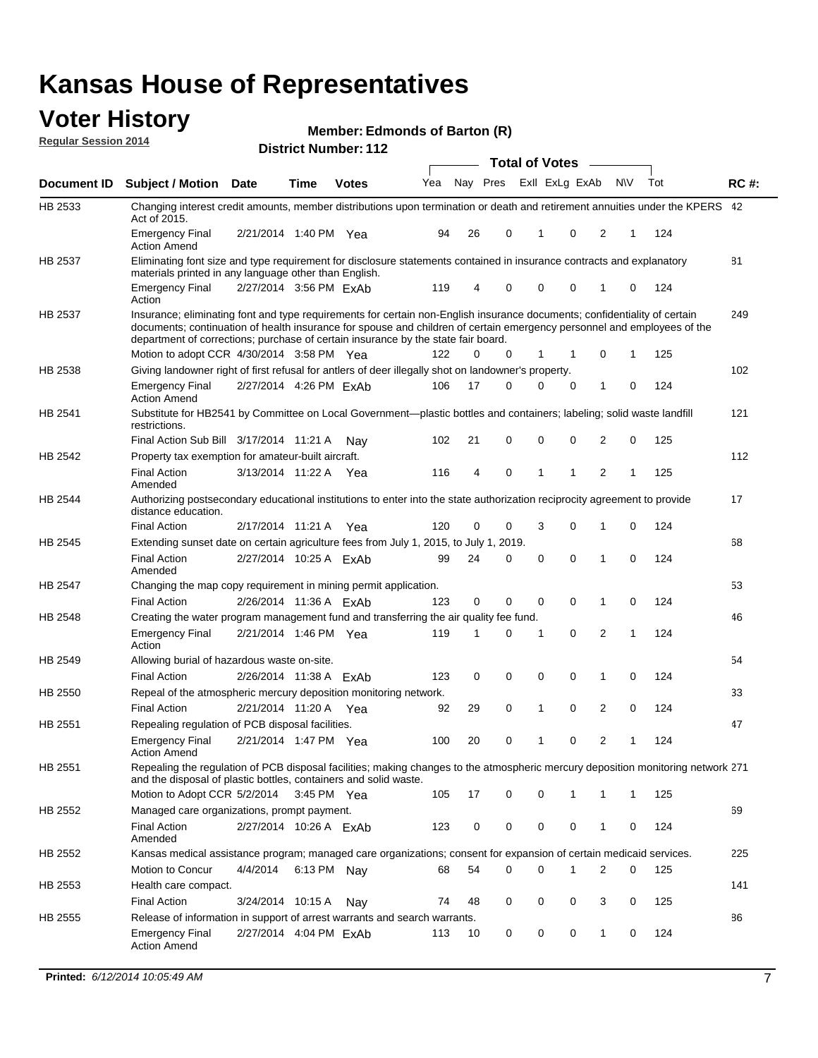# Kansas House of Representatives

## Voter History

**Regular Session 2014**

**Member: Edmonds of Barton (R)**

**District Number: 112**

| Document ID | Subject / Motion | Date | Time | Votes | Yea | Nay | Pres | ExII | ExLg | ExAb | N\V | Tot | RC #: |
|---|---|---|---|---|---|---|---|---|---|---|---|---|---|
| HB 2533 | Changing interest credit amounts, member distributions upon termination or death and retirement annuities under the KPERS Act of 2015. | | | | | | | | | | | | 42 |
| | Emergency Final Action Amend | 2/21/2014 | 1:40 PM | Yea | 94 | 26 | 0 | 1 | 0 | 2 | 1 | 124 | |
| HB 2537 | Eliminating font size and type requirement for disclosure statements contained in insurance contracts and explanatory materials printed in any language other than English. | | | | | | | | | | | | 81 |
| | Emergency Final Action | 2/27/2014 | 3:56 PM | ExAb | 119 | 4 | 0 | 0 | 0 | 1 | 0 | 124 | |
| HB 2537 | Insurance; eliminating font and type requirements for certain non-English insurance documents; confidentiality of certain documents; continuation of health insurance for spouse and children of certain emergency personnel and employees of the department of corrections; purchase of certain insurance by the state fair board. | | | | | | | | | | | | 249 |
| | Motion to adopt CCR | 4/30/2014 | 3:58 PM | Yea | 122 | 0 | 0 | 1 | 1 | 0 | 1 | 125 | |
| HB 2538 | Giving landowner right of first refusal for antlers of deer illegally shot on landowner's property. | | | | | | | | | | | | 102 |
| | Emergency Final Action Amend | 2/27/2014 | 4:26 PM | ExAb | 106 | 17 | 0 | 0 | 0 | 1 | 0 | 124 | |
| HB 2541 | Substitute for HB2541 by Committee on Local Government—plastic bottles and containers; labeling; solid waste landfill restrictions. | | | | | | | | | | | | 121 |
| | Final Action Sub Bill | 3/17/2014 | 11:21 A | Nay | 102 | 21 | 0 | 0 | 0 | 2 | 0 | 125 | |
| HB 2542 | Property tax exemption for amateur-built aircraft. | | | | | | | | | | | | 112 |
| | Final Action Amended | 3/13/2014 | 11:22 A | Yea | 116 | 4 | 0 | 1 | 1 | 2 | 1 | 125 | |
| HB 2544 | Authorizing postsecondary educational institutions to enter into the state authorization reciprocity agreement to provide distance education. | | | | | | | | | | | | 17 |
| | Final Action | 2/17/2014 | 11:21 A | Yea | 120 | 0 | 0 | 3 | 0 | 1 | 0 | 124 | |
| HB 2545 | Extending sunset date on certain agriculture fees from July 1, 2015, to July 1, 2019. | | | | | | | | | | | | 68 |
| | Final Action Amended | 2/27/2014 | 10:25 A | ExAb | 99 | 24 | 0 | 0 | 0 | 1 | 0 | 124 | |
| HB 2547 | Changing the map copy requirement in mining permit application. | | | | | | | | | | | | 53 |
| | Final Action | 2/26/2014 | 11:36 A | ExAb | 123 | 0 | 0 | 0 | 0 | 1 | 0 | 124 | |
| HB 2548 | Creating the water program management fund and transferring the air quality fee fund. | | | | | | | | | | | | 46 |
| | Emergency Final Action | 2/21/2014 | 1:46 PM | Yea | 119 | 1 | 0 | 1 | 0 | 2 | 1 | 124 | |
| HB 2549 | Allowing burial of hazardous waste on-site. | | | | | | | | | | | | 54 |
| | Final Action | 2/26/2014 | 11:38 A | ExAb | 123 | 0 | 0 | 0 | 0 | 1 | 0 | 124 | |
| HB 2550 | Repeal of the atmospheric mercury deposition monitoring network. | | | | | | | | | | | | 33 |
| | Final Action | 2/21/2014 | 11:20 A | Yea | 92 | 29 | 0 | 1 | 0 | 2 | 0 | 124 | |
| HB 2551 | Repealing regulation of PCB disposal facilities. | | | | | | | | | | | | 47 |
| | Emergency Final Action Amend | 2/21/2014 | 1:47 PM | Yea | 100 | 20 | 0 | 1 | 0 | 2 | 1 | 124 | |
| HB 2551 | Repealing the regulation of PCB disposal facilities; making changes to the atmospheric mercury deposition monitoring network and the disposal of plastic bottles, containers and solid waste. | | | | | | | | | | | | 271 |
| | Motion to Adopt CCR | 5/2/2014 | 3:45 PM | Yea | 105 | 17 | 0 | 0 | 1 | 1 | 1 | 125 | |
| HB 2552 | Managed care organizations, prompt payment. | | | | | | | | | | | | 69 |
| | Final Action Amended | 2/27/2014 | 10:26 A | ExAb | 123 | 0 | 0 | 0 | 0 | 1 | 0 | 124 | |
| HB 2552 | Kansas medical assistance program; managed care organizations; consent for expansion of certain medicaid services. | | | | | | | | | | | | 225 |
| | Motion to Concur | 4/4/2014 | 6:13 PM | Nay | 68 | 54 | 0 | 0 | 1 | 2 | 0 | 125 | |
| HB 2553 | Health care compact. | | | | | | | | | | | | 141 |
| | Final Action | 3/24/2014 | 10:15 A | Nay | 74 | 48 | 0 | 0 | 0 | 3 | 0 | 125 | |
| HB 2555 | Release of information in support of arrest warrants and search warrants. | | | | | | | | | | | | 86 |
| | Emergency Final Action Amend | 2/27/2014 | 4:04 PM | ExAb | 113 | 10 | 0 | 0 | 0 | 1 | 0 | 124 | |

**Printed:** *6/12/2014 10:05:49 AM*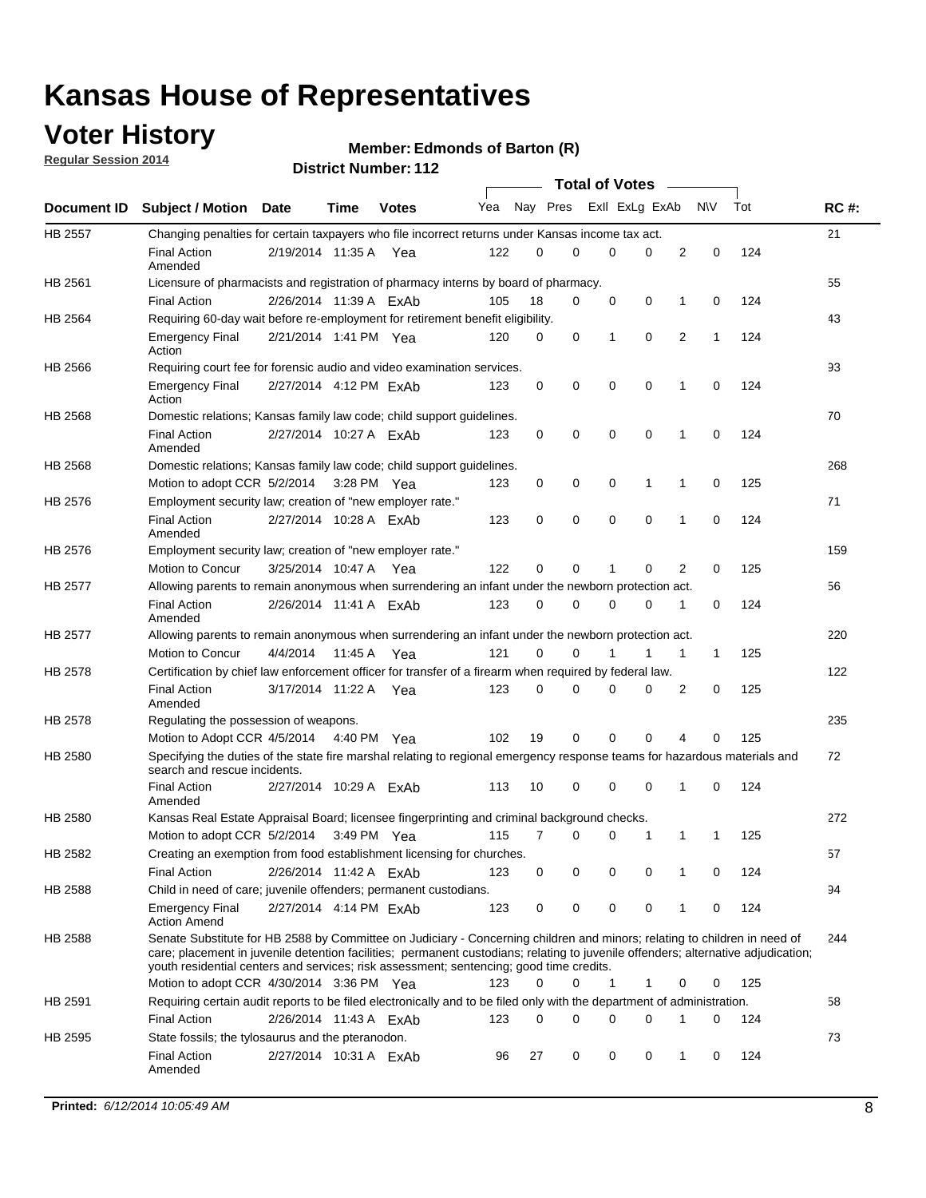# Kansas House of Representatives

## Voter History

**Regular Session 2014**

**Member: Edmonds of Barton (R)**

**District Number: 112**

| Document ID | Subject / Motion | Date | Time | Votes | Yea | Nay | Pres | ExII | ExLg | ExAb | N\V | Tot | RC #: |
|---|---|---|---|---|---|---|---|---|---|---|---|---|---|
| HB 2557 | Changing penalties for certain taxpayers who file incorrect returns under Kansas income tax act. | | | | | | | | | | | | 21 |
| | Final Action Amended | 2/19/2014 | 11:35 A | Yea | 122 | 0 | 0 | 0 | 0 | 2 | 0 | 124 | |
| HB 2561 | Licensure of pharmacists and registration of pharmacy interns by board of pharmacy. | | | | | | | | | | | | 55 |
| | Final Action | 2/26/2014 | 11:39 A | ExAb | 105 | 18 | 0 | 0 | 0 | 1 | 0 | 124 | |
| HB 2564 | Requiring 60-day wait before re-employment for retirement benefit eligibility. | | | | | | | | | | | | 43 |
| | Emergency Final Action | 2/21/2014 | 1:41 PM | Yea | 120 | 0 | 0 | 1 | 0 | 2 | 1 | 124 | |
| HB 2566 | Requiring court fee for forensic audio and video examination services. | | | | | | | | | | | | 93 |
| | Emergency Final Action | 2/27/2014 | 4:12 PM | ExAb | 123 | 0 | 0 | 0 | 0 | 1 | 0 | 124 | |
| HB 2568 | Domestic relations; Kansas family law code; child support guidelines. | | | | | | | | | | | | 70 |
| | Final Action Amended | 2/27/2014 | 10:27 A | ExAb | 123 | 0 | 0 | 0 | 0 | 1 | 0 | 124 | |
| HB 2568 | Domestic relations; Kansas family law code; child support guidelines. | | | | | | | | | | | | 268 |
| | Motion to adopt CCR | 5/2/2014 | 3:28 PM | Yea | 123 | 0 | 0 | 0 | 1 | 1 | 0 | 125 | |
| HB 2576 | Employment security law; creation of "new employer rate." | | | | | | | | | | | | 71 |
| | Final Action Amended | 2/27/2014 | 10:28 A | ExAb | 123 | 0 | 0 | 0 | 0 | 1 | 0 | 124 | |
| HB 2576 | Employment security law; creation of "new employer rate." | | | | | | | | | | | | 159 |
| | Motion to Concur | 3/25/2014 | 10:47 A | Yea | 122 | 0 | 0 | 1 | 0 | 2 | 0 | 125 | |
| HB 2577 | Allowing parents to remain anonymous when surrendering an infant under the newborn protection act. | | | | | | | | | | | | 56 |
| | Final Action Amended | 2/26/2014 | 11:41 A | ExAb | 123 | 0 | 0 | 0 | 0 | 1 | 0 | 124 | |
| HB 2577 | Allowing parents to remain anonymous when surrendering an infant under the newborn protection act. | | | | | | | | | | | | 220 |
| | Motion to Concur | 4/4/2014 | 11:45 A | Yea | 121 | 0 | 0 | 1 | 1 | 1 | 1 | 125 | |
| HB 2578 | Certification by chief law enforcement officer for transfer of a firearm when required by federal law. | | | | | | | | | | | | 122 |
| | Final Action Amended | 3/17/2014 | 11:22 A | Yea | 123 | 0 | 0 | 0 | 0 | 2 | 0 | 125 | |
| HB 2578 | Regulating the possession of weapons. | | | | | | | | | | | | 235 |
| | Motion to Adopt CCR | 4/5/2014 | 4:40 PM | Yea | 102 | 19 | 0 | 0 | 0 | 4 | 0 | 125 | |
| HB 2580 | Specifying the duties of the state fire marshal relating to regional emergency response teams for hazardous materials and search and rescue incidents. | | | | | | | | | | | | 72 |
| | Final Action Amended | 2/27/2014 | 10:29 A | ExAb | 113 | 10 | 0 | 0 | 0 | 1 | 0 | 124 | |
| HB 2580 | Kansas Real Estate Appraisal Board; licensee fingerprinting and criminal background checks. | | | | | | | | | | | | 272 |
| | Motion to adopt CCR | 5/2/2014 | 3:49 PM | Yea | 115 | 7 | 0 | 0 | 1 | 1 | 1 | 125 | |
| HB 2582 | Creating an exemption from food establishment licensing for churches. | | | | | | | | | | | | 57 |
| | Final Action | 2/26/2014 | 11:42 A | ExAb | 123 | 0 | 0 | 0 | 0 | 1 | 0 | 124 | |
| HB 2588 | Child in need of care; juvenile offenders; permanent custodians. | | | | | | | | | | | | 94 |
| | Emergency Final Action Amend | 2/27/2014 | 4:14 PM | ExAb | 123 | 0 | 0 | 0 | 0 | 1 | 0 | 124 | |
| HB 2588 | Senate Substitute for HB 2588 by Committee on Judiciary - Concerning children and minors; relating to children in need of care; placement in juvenile detention facilities; permanent custodians; relating to juvenile offenders; alternative adjudication; youth residential centers and services; risk assessment; sentencing; good time credits. | | | | | | | | | | | | 244 |
| | Motion to adopt CCR | 4/30/2014 | 3:36 PM | Yea | 123 | 0 | 0 | 1 | 1 | 0 | 0 | 125 | |
| HB 2591 | Requiring certain audit reports to be filed electronically and to be filed only with the department of administration. | | | | | | | | | | | | 58 |
| | Final Action | 2/26/2014 | 11:43 A | ExAb | 123 | 0 | 0 | 0 | 0 | 1 | 0 | 124 | |
| HB 2595 | State fossils; the tylosaurus and the pteranodon. | | | | | | | | | | | | 73 |
| | Final Action Amended | 2/27/2014 | 10:31 A | ExAb | 96 | 27 | 0 | 0 | 0 | 1 | 0 | 124 | |

**Printed:** *6/12/2014 10:05:49 AM*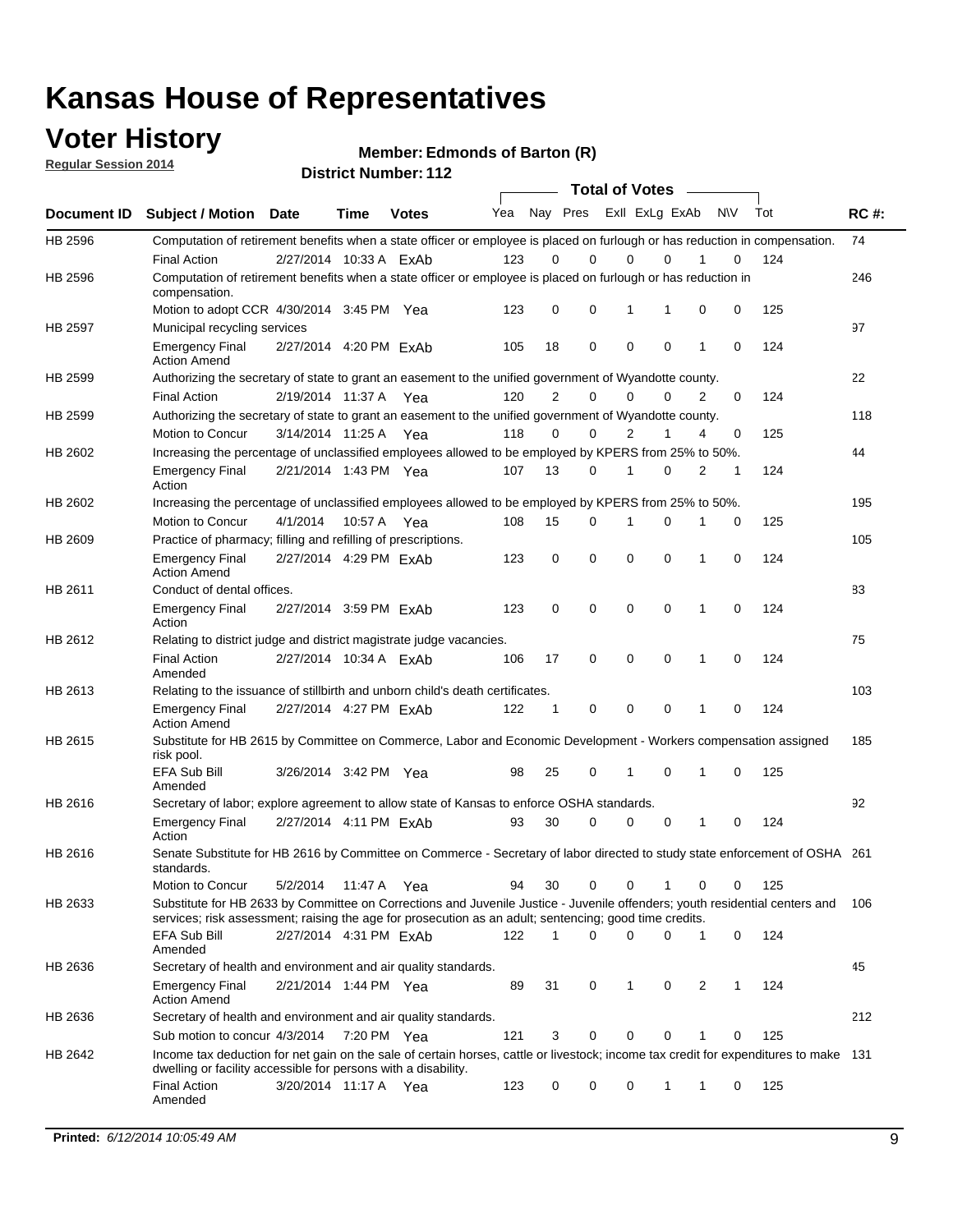# Kansas House of Representatives

## Voter History

**Regular Session 2014**

**Member: Edmonds of Barton (R)**

**District Number: 112**

| Document ID | Subject / Motion | Date | Time | Votes | Yea | Nay | Pres | ExII | ExLg | ExAb | N\V | Tot | RC #: |
|---|---|---|---|---|---|---|---|---|---|---|---|---|---|
| HB 2596 | Computation of retirement benefits when a state officer or employee is placed on furlough or has reduction in compensation. | | | | | | | | | | | | 74 |
| | Final Action | 2/27/2014 | 10:33 A | ExAb | 123 | 0 | 0 | 0 | 0 | 1 | 0 | 124 | |
| HB 2596 | Computation of retirement benefits when a state officer or employee is placed on furlough or has reduction in compensation. | | | | | | | | | | | | 246 |
| | Motion to adopt CCR | 4/30/2014 | 3:45 PM | Yea | 123 | 0 | 0 | 1 | 1 | 0 | 0 | 125 | |
| HB 2597 | Municipal recycling services | | | | | | | | | | | | 97 |
| | Emergency Final Action Amend | 2/27/2014 | 4:20 PM | ExAb | 105 | 18 | 0 | 0 | 0 | 1 | 0 | 124 | |
| HB 2599 | Authorizing the secretary of state to grant an easement to the unified government of Wyandotte county. | | | | | | | | | | | | 22 |
| | Final Action | 2/19/2014 | 11:37 A | Yea | 120 | 2 | 0 | 0 | 0 | 2 | 0 | 124 | |
| HB 2599 | Authorizing the secretary of state to grant an easement to the unified government of Wyandotte county. | | | | | | | | | | | | 118 |
| | Motion to Concur | 3/14/2014 | 11:25 A | Yea | 118 | 0 | 0 | 2 | 1 | 4 | 0 | 125 | |
| HB 2602 | Increasing the percentage of unclassified employees allowed to be employed by KPERS from 25% to 50%. | | | | | | | | | | | | 44 |
| | Emergency Final Action | 2/21/2014 | 1:43 PM | Yea | 107 | 13 | 0 | 1 | 0 | 2 | 1 | 124 | |
| HB 2602 | Increasing the percentage of unclassified employees allowed to be employed by KPERS from 25% to 50%. | | | | | | | | | | | | 195 |
| | Motion to Concur | 4/1/2014 | 10:57 A | Yea | 108 | 15 | 0 | 1 | 0 | 1 | 0 | 125 | |
| HB 2609 | Practice of pharmacy; filling and refilling of prescriptions. | | | | | | | | | | | | 105 |
| | Emergency Final Action Amend | 2/27/2014 | 4:29 PM | ExAb | 123 | 0 | 0 | 0 | 0 | 1 | 0 | 124 | |
| HB 2611 | Conduct of dental offices. | | | | | | | | | | | | 83 |
| | Emergency Final Action | 2/27/2014 | 3:59 PM | ExAb | 123 | 0 | 0 | 0 | 0 | 1 | 0 | 124 | |
| HB 2612 | Relating to district judge and district magistrate judge vacancies. | | | | | | | | | | | | 75 |
| | Final Action Amended | 2/27/2014 | 10:34 A | ExAb | 106 | 17 | 0 | 0 | 0 | 1 | 0 | 124 | |
| HB 2613 | Relating to the issuance of stillbirth and unborn child's death certificates. | | | | | | | | | | | | 103 |
| | Emergency Final Action Amend | 2/27/2014 | 4:27 PM | ExAb | 122 | 1 | 0 | 0 | 0 | 1 | 0 | 124 | |
| HB 2615 | Substitute for HB 2615 by Committee on Commerce, Labor and Economic Development - Workers compensation assigned risk pool. | | | | | | | | | | | | 185 |
| | EFA Sub Bill Amended | 3/26/2014 | 3:42 PM | Yea | 98 | 25 | 0 | 1 | 0 | 1 | 0 | 125 | |
| HB 2616 | Secretary of labor; explore agreement to allow state of Kansas to enforce OSHA standards. | | | | | | | | | | | | 92 |
| | Emergency Final Action | 2/27/2014 | 4:11 PM | ExAb | 93 | 30 | 0 | 0 | 0 | 1 | 0 | 124 | |
| HB 2616 | Senate Substitute for HB 2616 by Committee on Commerce - Secretary of labor directed to study state enforcement of OSHA standards. | | | | | | | | | | | | 261 |
| | Motion to Concur | 5/2/2014 | 11:47 A | Yea | 94 | 30 | 0 | 0 | 1 | 0 | 0 | 125 | |
| HB 2633 | Substitute for HB 2633 by Committee on Corrections and Juvenile Justice - Juvenile offenders; youth residential centers and services; risk assessment; raising the age for prosecution as an adult; sentencing; good time credits. | | | | | | | | | | | | 106 |
| | EFA Sub Bill Amended | 2/27/2014 | 4:31 PM | ExAb | 122 | 1 | 0 | 0 | 0 | 1 | 0 | 124 | |
| HB 2636 | Secretary of health and environment and air quality standards. | | | | | | | | | | | | 45 |
| | Emergency Final Action Amend | 2/21/2014 | 1:44 PM | Yea | 89 | 31 | 0 | 1 | 0 | 2 | 1 | 124 | |
| HB 2636 | Secretary of health and environment and air quality standards. | | | | | | | | | | | | 212 |
| | Sub motion to concur | 4/3/2014 | 7:20 PM | Yea | 121 | 3 | 0 | 0 | 0 | 1 | 0 | 125 | |
| HB 2642 | Income tax deduction for net gain on the sale of certain horses, cattle or livestock; income tax credit for expenditures to make dwelling or facility accessible for persons with a disability. | | | | | | | | | | | | 131 |
| | Final Action Amended | 3/20/2014 | 11:17 A | Yea | 123 | 0 | 0 | 0 | 1 | 1 | 0 | 125 | |

**Printed:** *6/12/2014 10:05:49 AM*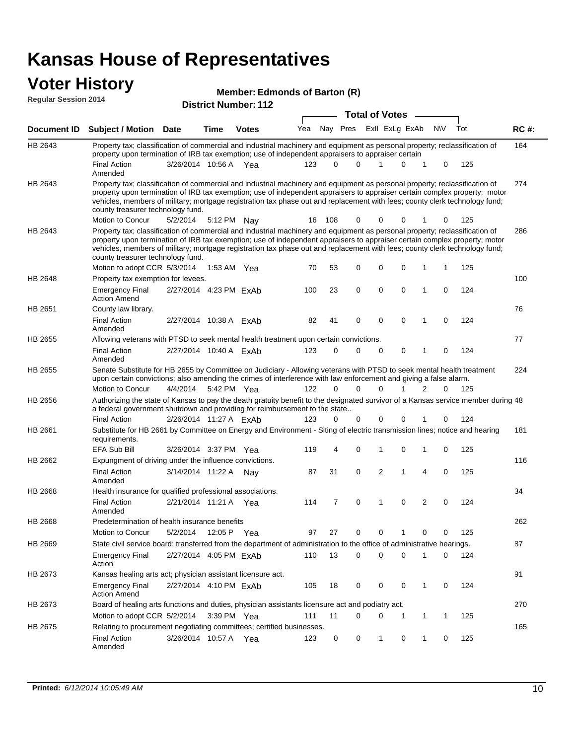# Kansas House of Representatives

## Voter History

**Regular Session 2014**

**Member: Edmonds of Barton (R)**

**District Number: 112**

| Document ID | Subject / Motion | Date | Time | Votes | Yea | Nay | Pres | ExII | ExLg | ExAb | N\V | Tot | RC #: |
|---|---|---|---|---|---|---|---|---|---|---|---|---|---|
| HB 2643 | Property tax; classification of commercial and industrial machinery and equipment as personal property; reclassification of property upon termination of IRB tax exemption; use of independent appraisers to appraiser certain | | | | | | | | | | | | 164 |
| | Final Action Amended | 3/26/2014 | 10:56 A | Yea | 123 | 0 | 0 | 1 | 0 | 1 | 0 | 125 | |
| HB 2643 | Property tax; classification of commercial and industrial machinery and equipment as personal property; reclassification of property upon termination of IRB tax exemption; use of independent appraisers to appraiser certain complex property; motor vehicles, members of military; mortgage registration tax phase out and replacement with fees; county clerk technology fund; county treasurer technology fund. | | | | | | | | | | | | 274 |
| | Motion to Concur | 5/2/2014 | 5:12 PM | Nay | 16 | 108 | 0 | 0 | 0 | 1 | 0 | 125 | |
| HB 2643 | Property tax; classification of commercial and industrial machinery and equipment as personal property; reclassification of property upon termination of IRB tax exemption; use of independent appraisers to appraiser certain complex property; motor vehicles, members of military; mortgage registration tax phase out and replacement with fees; county clerk technology fund; county treasurer technology fund. | | | | | | | | | | | | 286 |
| | Motion to adopt CCR | 5/3/2014 | 1:53 AM | Yea | 70 | 53 | 0 | 0 | 0 | 1 | 1 | 125 | |
| HB 2648 | Property tax exemption for levees. | | | | | | | | | | | | 100 |
| | Emergency Final Action Amend | 2/27/2014 | 4:23 PM | ExAb | 100 | 23 | 0 | 0 | 0 | 1 | 0 | 124 | |
| HB 2651 | County law library. | | | | | | | | | | | | 76 |
| | Final Action Amended | 2/27/2014 | 10:38 A | ExAb | 82 | 41 | 0 | 0 | 0 | 1 | 0 | 124 | |
| HB 2655 | Allowing veterans with PTSD to seek mental health treatment upon certain convictions. | | | | | | | | | | | | 77 |
| | Final Action Amended | 2/27/2014 | 10:40 A | ExAb | 123 | 0 | 0 | 0 | 0 | 1 | 0 | 124 | |
| HB 2655 | Senate Substitute for HB 2655 by Committee on Judiciary - Allowing veterans with PTSD to seek mental health treatment upon certain convictions; also amending the crimes of interference with law enforcement and giving a false alarm. | | | | | | | | | | | | 224 |
| | Motion to Concur | 4/4/2014 | 5:42 PM | Yea | 122 | 0 | 0 | 0 | 1 | 2 | 0 | 125 | |
| HB 2656 | Authorizing the state of Kansas to pay the death gratuity benefit to the designated survivor of a Kansas service member during a federal government shutdown and providing for reimbursement to the state.. | | | | | | | | | | | | 48 |
| | Final Action | 2/26/2014 | 11:27 A | ExAb | 123 | 0 | 0 | 0 | 0 | 1 | 0 | 124 | |
| HB 2661 | Substitute for HB 2661 by Committee on Energy and Environment - Siting of electric transmission lines; notice and hearing requirements. | | | | | | | | | | | | 181 |
| | EFA Sub Bill | 3/26/2014 | 3:37 PM | Yea | 119 | 4 | 0 | 1 | 0 | 1 | 0 | 125 | |
| HB 2662 | Expungment of driving under the influence convictions. | | | | | | | | | | | | 116 |
| | Final Action Amended | 3/14/2014 | 11:22 A | Nay | 87 | 31 | 0 | 2 | 1 | 4 | 0 | 125 | |
| HB 2668 | Health insurance for qualified professional associations. | | | | | | | | | | | | 34 |
| | Final Action Amended | 2/21/2014 | 11:21 A | Yea | 114 | 7 | 0 | 1 | 0 | 2 | 0 | 124 | |
| HB 2668 | Predetermination of health insurance benefits | | | | | | | | | | | | 262 |
| | Motion to Concur | 5/2/2014 | 12:05 P | Yea | 97 | 27 | 0 | 0 | 1 | 0 | 0 | 125 | |
| HB 2669 | State civil service board; transferred from the department of administration to the office of administrative hearings. | | | | | | | | | | | | 87 |
| | Emergency Final Action | 2/27/2014 | 4:05 PM | ExAb | 110 | 13 | 0 | 0 | 0 | 1 | 0 | 124 | |
| HB 2673 | Kansas healing arts act; physician assistant licensure act. | | | | | | | | | | | | 91 |
| | Emergency Final Action Amend | 2/27/2014 | 4:10 PM | ExAb | 105 | 18 | 0 | 0 | 0 | 1 | 0 | 124 | |
| HB 2673 | Board of healing arts functions and duties, physician assistants licensure act and podiatry act. | | | | | | | | | | | | 270 |
| | Motion to adopt CCR | 5/2/2014 | 3:39 PM | Yea | 111 | 11 | 0 | 0 | 1 | 1 | 1 | 125 | |
| HB 2675 | Relating to procurement negotiating committees; certified businesses. | | | | | | | | | | | | 165 |
| | Final Action Amended | 3/26/2014 | 10:57 A | Yea | 123 | 0 | 0 | 1 | 0 | 1 | 0 | 125 | |

**Printed:** *6/12/2014 10:05:49 AM*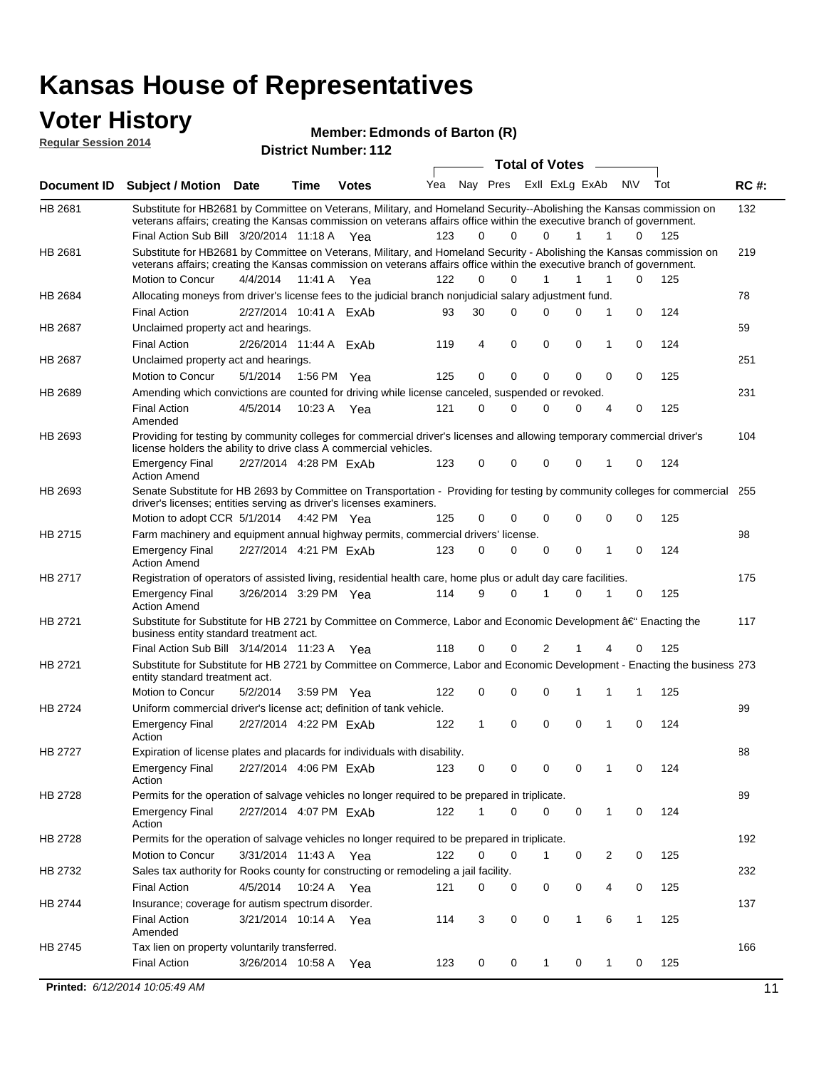# Kansas House of Representatives

## Voter History

**Regular Session 2014**

**Member: Edmonds of Barton (R)**

**District Number: 112**

| Document ID | Subject / Motion | Date | Time | Votes | Yea | Nay | Pres | ExII | ExLg | ExAb | N\V | Tot | RC #: |
|---|---|---|---|---|---|---|---|---|---|---|---|---|---|
| HB 2681 | Substitute for HB2681 by Committee on Veterans, Military, and Homeland Security--Abolishing the Kansas commission on veterans affairs; creating the Kansas commission on veterans affairs office within the executive branch of government. | | | | | | | | | | | | 132 |
| | Final Action Sub Bill | 3/20/2014 | 11:18 A | Yea | 123 | 0 | 0 | 0 | 1 | 1 | 0 | 125 | |
| HB 2681 | Substitute for HB2681 by Committee on Veterans, Military, and Homeland Security - Abolishing the Kansas commission on veterans affairs; creating the Kansas commission on veterans affairs office within the executive branch of government. | | | | | | | | | | | | 219 |
| | Motion to Concur | 4/4/2014 | 11:41 A | Yea | 122 | 0 | 0 | 1 | 1 | 1 | 0 | 125 | |
| HB 2684 | Allocating moneys from driver's license fees to the judicial branch nonjudicial salary adjustment fund. | | | | | | | | | | | | 78 |
| | Final Action | 2/27/2014 | 10:41 A | ExAb | 93 | 30 | 0 | 0 | 0 | 1 | 0 | 124 | |
| HB 2687 | Unclaimed property act and hearings. | | | | | | | | | | | | 59 |
| | Final Action | 2/26/2014 | 11:44 A | ExAb | 119 | 4 | 0 | 0 | 0 | 1 | 0 | 124 | |
| HB 2687 | Unclaimed property act and hearings. | | | | | | | | | | | | 251 |
| | Motion to Concur | 5/1/2014 | 1:56 PM | Yea | 125 | 0 | 0 | 0 | 0 | 0 | 0 | 125 | |
| HB 2689 | Amending which convictions are counted for driving while license canceled, suspended or revoked. | | | | | | | | | | | | 231 |
| | Final Action Amended | 4/5/2014 | 10:23 A | Yea | 121 | 0 | 0 | 0 | 0 | 4 | 0 | 125 | |
| HB 2693 | Providing for testing by community colleges for commercial driver's licenses and allowing temporary commercial driver's license holders the ability to drive class A commercial vehicles. | | | | | | | | | | | | 104 |
| | Emergency Final Action Amend | 2/27/2014 | 4:28 PM | ExAb | 123 | 0 | 0 | 0 | 0 | 1 | 0 | 124 | |
| HB 2693 | Senate Substitute for HB 2693 by Committee on Transportation - Providing for testing by community colleges for commercial driver's licenses; entities serving as driver's licenses examiners. | | | | | | | | | | | | 255 |
| | Motion to adopt CCR | 5/1/2014 | 4:42 PM | Yea | 125 | 0 | 0 | 0 | 0 | 0 | 0 | 125 | |
| HB 2715 | Farm machinery and equipment annual highway permits, commercial drivers' license. | | | | | | | | | | | | 98 |
| | Emergency Final Action Amend | 2/27/2014 | 4:21 PM | ExAb | 123 | 0 | 0 | 0 | 0 | 1 | 0 | 124 | |
| HB 2717 | Registration of operators of assisted living, residential health care, home plus or adult day care facilities. | | | | | | | | | | | | 175 |
| | Emergency Final Action Amend | 3/26/2014 | 3:29 PM | Yea | 114 | 9 | 0 | 1 | 0 | 1 | 0 | 125 | |
| HB 2721 | Substitute for Substitute for HB 2721 by Committee on Commerce, Labor and Economic Development â€" Enacting the business entity standard treatment act. | | | | | | | | | | | | 117 |
| | Final Action Sub Bill | 3/14/2014 | 11:23 A | Yea | 118 | 0 | 0 | 2 | 1 | 4 | 0 | 125 | |
| HB 2721 | Substitute for Substitute for HB 2721 by Committee on Commerce, Labor and Economic Development - Enacting the business entity standard treatment act. | | | | | | | | | | | | 273 |
| | Motion to Concur | 5/2/2014 | 3:59 PM | Yea | 122 | 0 | 0 | 0 | 1 | 1 | 1 | 125 | |
| HB 2724 | Uniform commercial driver's license act; definition of tank vehicle. | | | | | | | | | | | | 99 |
| | Emergency Final Action | 2/27/2014 | 4:22 PM | ExAb | 122 | 1 | 0 | 0 | 0 | 1 | 0 | 124 | |
| HB 2727 | Expiration of license plates and placards for individuals with disability. | | | | | | | | | | | | 88 |
| | Emergency Final Action | 2/27/2014 | 4:06 PM | ExAb | 123 | 0 | 0 | 0 | 0 | 1 | 0 | 124 | |
| HB 2728 | Permits for the operation of salvage vehicles no longer required to be prepared in triplicate. | | | | | | | | | | | | 89 |
| | Emergency Final Action | 2/27/2014 | 4:07 PM | ExAb | 122 | 1 | 0 | 0 | 0 | 1 | 0 | 124 | |
| HB 2728 | Permits for the operation of salvage vehicles no longer required to be prepared in triplicate. | | | | | | | | | | | | 192 |
| | Motion to Concur | 3/31/2014 | 11:43 A | Yea | 122 | 0 | 0 | 1 | 0 | 2 | 0 | 125 | |
| HB 2732 | Sales tax authority for Rooks county for constructing or remodeling a jail facility. | | | | | | | | | | | | 232 |
| | Final Action | 4/5/2014 | 10:24 A | Yea | 121 | 0 | 0 | 0 | 0 | 4 | 0 | 125 | |
| HB 2744 | Insurance; coverage for autism spectrum disorder. | | | | | | | | | | | | 137 |
| | Final Action Amended | 3/21/2014 | 10:14 A | Yea | 114 | 3 | 0 | 0 | 1 | 6 | 1 | 125 | |
| HB 2745 | Tax lien on property voluntarily transferred. | | | | | | | | | | | | 166 |
| | Final Action | 3/26/2014 | 10:58 A | Yea | 123 | 0 | 0 | 1 | 0 | 1 | 0 | 125 | |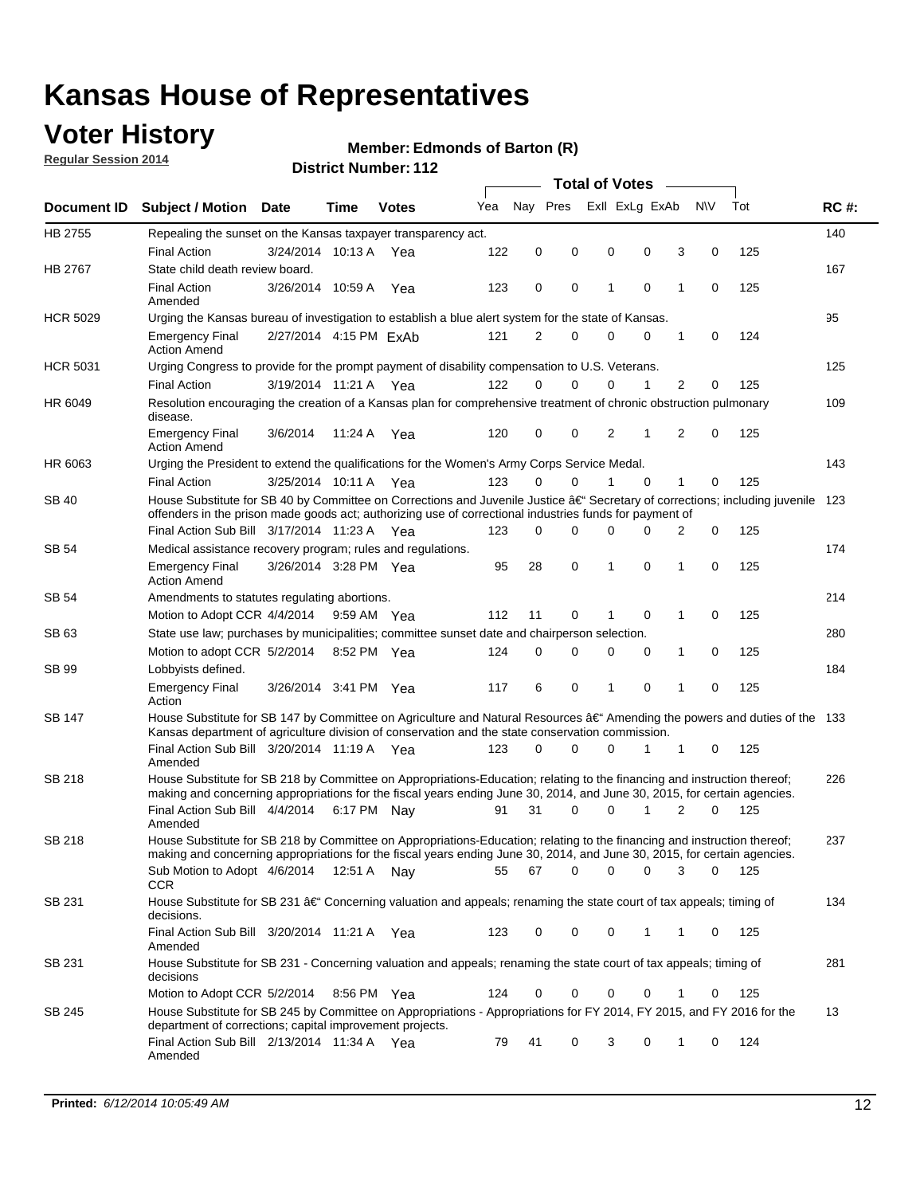# Kansas House of Representatives

## Voter History

**Regular Session 2014**

**Member: Edmonds of Barton (R)**

**District Number: 112**

| Document ID | Subject / Motion | Date | Time | Votes | Yea | Nay | Pres | ExII | ExLg | ExAb | N\V | Tot | RC #: |
|---|---|---|---|---|---|---|---|---|---|---|---|---|---|
| HB 2755 | Repealing the sunset on the Kansas taxpayer transparency act. | | | | | | | | | | | | 140 |
| | Final Action | 3/24/2014 | 10:13 A | Yea | 122 | 0 | 0 | 0 | 0 | 3 | 0 | 125 | |
| HB 2767 | State child death review board. | | | | | | | | | | | | 167 |
| | Final Action Amended | 3/26/2014 | 10:59 A | Yea | 123 | 0 | 0 | 1 | 0 | 1 | 0 | 125 | |
| HCR 5029 | Urging the Kansas bureau of investigation to establish a blue alert system for the state of Kansas. | | | | | | | | | | | | 95 |
| | Emergency Final Action Amend | 2/27/2014 | 4:15 PM | ExAb | 121 | 2 | 0 | 0 | 0 | 1 | 0 | 124 | |
| HCR 5031 | Urging Congress to provide for the prompt payment of disability compensation to U.S. Veterans. | | | | | | | | | | | | 125 |
| | Final Action | 3/19/2014 | 11:21 A | Yea | 122 | 0 | 0 | 0 | 1 | 2 | 0 | 125 | |
| HR 6049 | Resolution encouraging the creation of a Kansas plan for comprehensive treatment of chronic obstruction pulmonary disease. | | | | | | | | | | | | 109 |
| | Emergency Final Action Amend | 3/6/2014 | 11:24 A | Yea | 120 | 0 | 0 | 2 | 1 | 2 | 0 | 125 | |
| HR 6063 | Urging the President to extend the qualifications for the Women's Army Corps Service Medal. | | | | | | | | | | | | 143 |
| | Final Action | 3/25/2014 | 10:11 A | Yea | 123 | 0 | 0 | 1 | 0 | 1 | 0 | 125 | |
| SB 40 | House Substitute for SB 40 by Committee on Corrections and Juvenile Justice â€" Secretary of corrections; including juvenile offenders in the prison made goods act; authorizing use of correctional industries funds for payment of | | | | | | | | | | | | 123 |
| | Final Action Sub Bill | 3/17/2014 | 11:23 A | Yea | 123 | 0 | 0 | 0 | 0 | 2 | 0 | 125 | |
| SB 54 | Medical assistance recovery program; rules and regulations. | | | | | | | | | | | | 174 |
| | Emergency Final Action Amend | 3/26/2014 | 3:28 PM | Yea | 95 | 28 | 0 | 1 | 0 | 1 | 0 | 125 | |
| SB 54 | Amendments to statutes regulating abortions. | | | | | | | | | | | | 214 |
| | Motion to Adopt CCR | 4/4/2014 | 9:59 AM | Yea | 112 | 11 | 0 | 1 | 0 | 1 | 0 | 125 | |
| SB 63 | State use law; purchases by municipalities; committee sunset date and chairperson selection. | | | | | | | | | | | | 280 |
| | Motion to adopt CCR | 5/2/2014 | 8:52 PM | Yea | 124 | 0 | 0 | 0 | 0 | 1 | 0 | 125 | |
| SB 99 | Lobbyists defined. | | | | | | | | | | | | 184 |
| | Emergency Final Action | 3/26/2014 | 3:41 PM | Yea | 117 | 6 | 0 | 1 | 0 | 1 | 0 | 125 | |
| SB 147 | House Substitute for SB 147 by Committee on Agriculture and Natural Resources â€" Amending the powers and duties of the Kansas department of agriculture division of conservation and the state conservation commission. | | | | | | | | | | | | 133 |
| | Final Action Sub Bill Amended | 3/20/2014 | 11:19 A | Yea | 123 | 0 | 0 | 0 | 1 | 1 | 0 | 125 | |
| SB 218 | House Substitute for SB 218 by Committee on Appropriations-Education; relating to the financing and instruction thereof; making and concerning appropriations for the fiscal years ending June 30, 2014, and June 30, 2015, for certain agencies. | | | | | | | | | | | | 226 |
| | Final Action Sub Bill Amended | 4/4/2014 | 6:17 PM | Nay | 91 | 31 | 0 | 0 | 1 | 2 | 0 | 125 | |
| SB 218 | House Substitute for SB 218 by Committee on Appropriations-Education; relating to the financing and instruction thereof; making and concerning appropriations for the fiscal years ending June 30, 2014, and June 30, 2015, for certain agencies. | | | | | | | | | | | | 237 |
| | Sub Motion to Adopt CCR | 4/6/2014 | 12:51 A | Nay | 55 | 67 | 0 | 0 | 0 | 3 | 0 | 125 | |
| SB 231 | House Substitute for SB 231 â€" Concerning valuation and appeals; renaming the state court of tax appeals; timing of decisions. | | | | | | | | | | | | 134 |
| | Final Action Sub Bill Amended | 3/20/2014 | 11:21 A | Yea | 123 | 0 | 0 | 0 | 1 | 1 | 0 | 125 | |
| SB 231 | House Substitute for SB 231 - Concerning valuation and appeals; renaming the state court of tax appeals; timing of decisions | | | | | | | | | | | | 281 |
| | Motion to Adopt CCR | 5/2/2014 | 8:56 PM | Yea | 124 | 0 | 0 | 0 | 0 | 1 | 0 | 125 | |
| SB 245 | House Substitute for SB 245 by Committee on Appropriations - Appropriations for FY 2014, FY 2015, and FY 2016 for the department of corrections; capital improvement projects. | | | | | | | | | | | | 13 |
| | Final Action Sub Bill Amended | 2/13/2014 | 11:34 A | Yea | 79 | 41 | 0 | 3 | 0 | 1 | 0 | 124 | |

**Printed:** *6/12/2014 10:05:49 AM*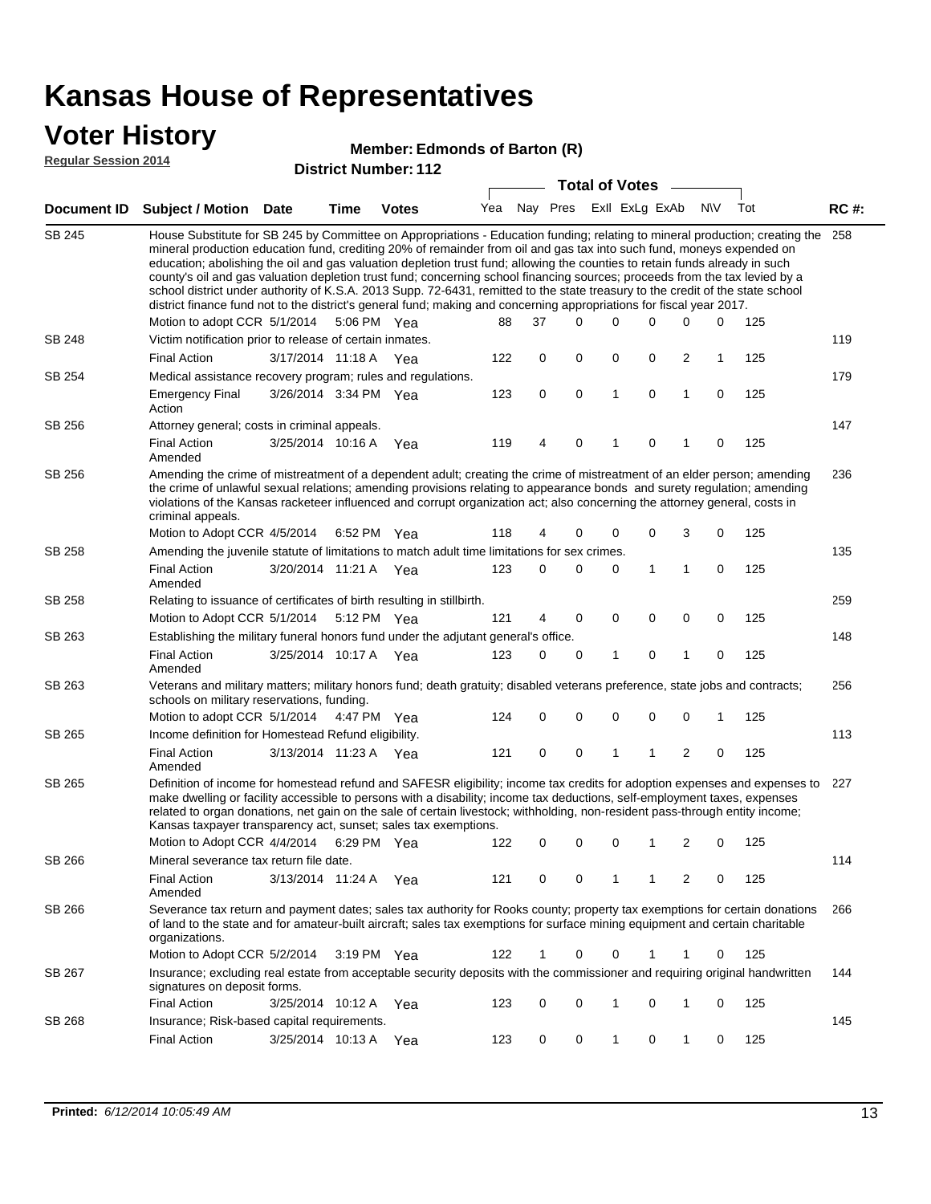# Kansas House of Representatives

## Voter History

**Regular Session 2014**

**Member: Edmonds of Barton (R)**

**District Number: 112**

| Document ID | Subject / Motion | Date | Time | Votes | Yea | Nay | Pres | ExII | ExLg | ExAb | N\V | Tot | RC #: |
|---|---|---|---|---|---|---|---|---|---|---|---|---|---|
| SB 245 | House Substitute for SB 245 by Committee on Appropriations - Education funding; relating to mineral production; creating the mineral production education fund, crediting 20% of remainder from oil and gas tax into such fund, moneys expended on education; abolishing the oil and gas valuation depletion trust fund; allowing the counties to retain funds already in such county's oil and gas valuation depletion trust fund; concerning school financing sources; proceeds from the tax levied by a school district under authority of K.S.A. 2013 Supp. 72-6431, remitted to the state treasury to the credit of the state school district finance fund not to the district's general fund; making and concerning appropriations for fiscal year 2017. | | | | | | | | | | | | 258 |
| | Motion to adopt CCR | 5/1/2014 | 5:06 PM | Yea | 88 | 37 | 0 | 0 | 0 | 0 | 0 | 125 | |
| SB 248 | Victim notification prior to release of certain inmates. | | | | | | | | | | | | 119 |
| | Final Action | 3/17/2014 | 11:18 A | Yea | 122 | 0 | 0 | 0 | 0 | 2 | 1 | 125 | |
| SB 254 | Medical assistance recovery program; rules and regulations. | | | | | | | | | | | | 179 |
| | Emergency Final Action | 3/26/2014 | 3:34 PM | Yea | 123 | 0 | 0 | 1 | 0 | 1 | 0 | 125 | |
| SB 256 | Attorney general; costs in criminal appeals. | | | | | | | | | | | | 147 |
| | Final Action Amended | 3/25/2014 | 10:16 A | Yea | 119 | 4 | 0 | 1 | 0 | 1 | 0 | 125 | |
| SB 256 | Amending the crime of mistreatment of a dependent adult; creating the crime of mistreatment of an elder person; amending the crime of unlawful sexual relations; amending provisions relating to appearance bonds and surety regulation; amending violations of the Kansas racketeer influenced and corrupt organization act; also concerning the attorney general, costs in criminal appeals. | | | | | | | | | | | | 236 |
| | Motion to Adopt CCR | 4/5/2014 | 6:52 PM | Yea | 118 | 4 | 0 | 0 | 0 | 3 | 0 | 125 | |
| SB 258 | Amending the juvenile statute of limitations to match adult time limitations for sex crimes. | | | | | | | | | | | | 135 |
| | Final Action Amended | 3/20/2014 | 11:21 A | Yea | 123 | 0 | 0 | 0 | 1 | 1 | 0 | 125 | |
| SB 258 | Relating to issuance of certificates of birth resulting in stillbirth. | | | | | | | | | | | | 259 |
| | Motion to Adopt CCR | 5/1/2014 | 5:12 PM | Yea | 121 | 4 | 0 | 0 | 0 | 0 | 0 | 125 | |
| SB 263 | Establishing the military funeral honors fund under the adjutant general's office. | | | | | | | | | | | | 148 |
| | Final Action Amended | 3/25/2014 | 10:17 A | Yea | 123 | 0 | 0 | 1 | 0 | 1 | 0 | 125 | |
| SB 263 | Veterans and military matters; military honors fund; death gratuity; disabled veterans preference, state jobs and contracts; schools on military reservations, funding. | | | | | | | | | | | | 256 |
| | Motion to adopt CCR | 5/1/2014 | 4:47 PM | Yea | 124 | 0 | 0 | 0 | 0 | 0 | 1 | 125 | |
| SB 265 | Income definition for Homestead Refund eligibility. | | | | | | | | | | | | 113 |
| | Final Action Amended | 3/13/2014 | 11:23 A | Yea | 121 | 0 | 0 | 1 | 1 | 2 | 0 | 125 | |
| SB 265 | Definition of income for homestead refund and SAFESR eligibility; income tax credits for adoption expenses and expenses to make dwelling or facility accessible to persons with a disability; income tax deductions, self-employment taxes, expenses related to organ donations, net gain on the sale of certain livestock; withholding, non-resident pass-through entity income; Kansas taxpayer transparency act, sunset; sales tax exemptions. | | | | | | | | | | | | 227 |
| | Motion to Adopt CCR | 4/4/2014 | 6:29 PM | Yea | 122 | 0 | 0 | 0 | 1 | 2 | 0 | 125 | |
| SB 266 | Mineral severance tax return file date. | | | | | | | | | | | | 114 |
| | Final Action Amended | 3/13/2014 | 11:24 A | Yea | 121 | 0 | 0 | 1 | 1 | 2 | 0 | 125 | |
| SB 266 | Severance tax return and payment dates; sales tax authority for Rooks county; property tax exemptions for certain donations of land to the state and for amateur-built aircraft; sales tax exemptions for surface mining equipment and certain charitable organizations. | | | | | | | | | | | | 266 |
| | Motion to Adopt CCR | 5/2/2014 | 3:19 PM | Yea | 122 | 1 | 0 | 0 | 1 | 1 | 0 | 125 | |
| SB 267 | Insurance; excluding real estate from acceptable security deposits with the commissioner and requiring original handwritten signatures on deposit forms. | | | | | | | | | | | | 144 |
| | Final Action | 3/25/2014 | 10:12 A | Yea | 123 | 0 | 0 | 1 | 0 | 1 | 0 | 125 | |
| SB 268 | Insurance; Risk-based capital requirements. | | | | | | | | | | | | 145 |
| | Final Action | 3/25/2014 | 10:13 A | Yea | 123 | 0 | 0 | 1 | 0 | 1 | 0 | 125 | |

**Printed:** *6/12/2014 10:05:49 AM*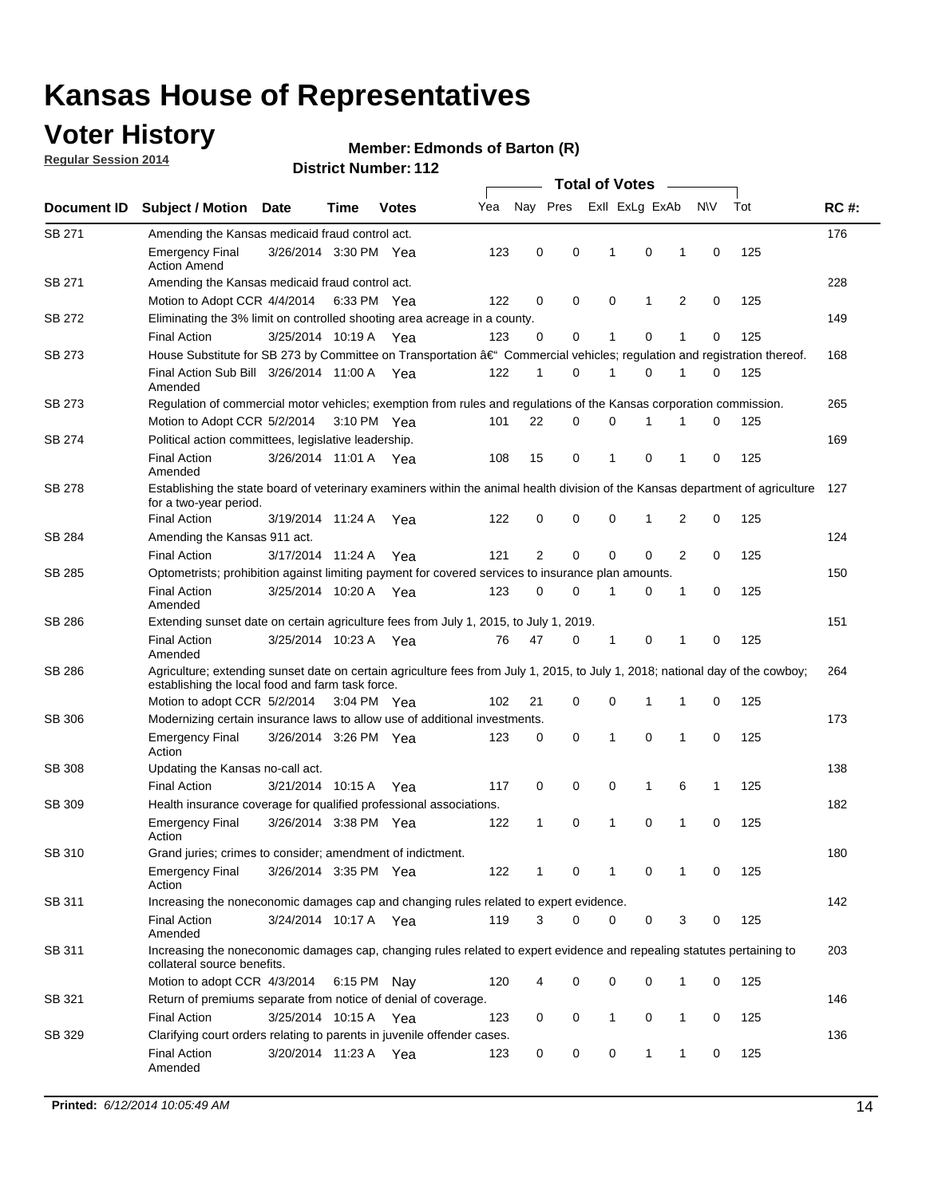# Kansas House of Representatives

## Voter History

**Regular Session 2014**

**Member: Edmonds of Barton (R)**

**District Number: 112**

| Document ID | Subject / Motion | Date | Time | Votes | Yea | Nay | Pres | ExII | ExLg | ExAb | N\V | Tot | RC #: |
|---|---|---|---|---|---|---|---|---|---|---|---|---|---|
| SB 271 | Amending the Kansas medicaid fraud control act. | | | | | | | | | | | | 176 |
| | Emergency Final Action Amend | 3/26/2014 | 3:30 PM | Yea | 123 | 0 | 0 | 1 | 0 | 1 | 0 | 125 | |
| SB 271 | Amending the Kansas medicaid fraud control act. | | | | | | | | | | | | 228 |
| | Motion to Adopt CCR | 4/4/2014 | 6:33 PM | Yea | 122 | 0 | 0 | 0 | 1 | 2 | 0 | 125 | |
| SB 272 | Eliminating the 3% limit on controlled shooting area acreage in a county. | | | | | | | | | | | | 149 |
| | Final Action | 3/25/2014 | 10:19 A | Yea | 123 | 0 | 0 | 1 | 0 | 1 | 0 | 125 | |
| SB 273 | House Substitute for SB 273 by Committee on Transportation â€" Commercial vehicles; regulation and registration thereof. | | | | | | | | | | | | 168 |
| | Final Action Sub Bill Amended | 3/26/2014 | 11:00 A | Yea | 122 | 1 | 0 | 1 | 0 | 1 | 0 | 125 | |
| SB 273 | Regulation of commercial motor vehicles; exemption from rules and regulations of the Kansas corporation commission. | | | | | | | | | | | | 265 |
| | Motion to Adopt CCR | 5/2/2014 | 3:10 PM | Yea | 101 | 22 | 0 | 0 | 1 | 1 | 0 | 125 | |
| SB 274 | Political action committees, legislative leadership. | | | | | | | | | | | | 169 |
| | Final Action Amended | 3/26/2014 | 11:01 A | Yea | 108 | 15 | 0 | 1 | 0 | 1 | 0 | 125 | |
| SB 278 | Establishing the state board of veterinary examiners within the animal health division of the Kansas department of agriculture for a two-year period. | | | | | | | | | | | | 127 |
| | Final Action | 3/19/2014 | 11:24 A | Yea | 122 | 0 | 0 | 0 | 1 | 2 | 0 | 125 | |
| SB 284 | Amending the Kansas 911 act. | | | | | | | | | | | | 124 |
| | Final Action | 3/17/2014 | 11:24 A | Yea | 121 | 2 | 0 | 0 | 0 | 2 | 0 | 125 | |
| SB 285 | Optometrists; prohibition against limiting payment for covered services to insurance plan amounts. | | | | | | | | | | | | 150 |
| | Final Action Amended | 3/25/2014 | 10:20 A | Yea | 123 | 0 | 0 | 1 | 0 | 1 | 0 | 125 | |
| SB 286 | Extending sunset date on certain agriculture fees from July 1, 2015, to July 1, 2019. | | | | | | | | | | | | 151 |
| | Final Action Amended | 3/25/2014 | 10:23 A | Yea | 76 | 47 | 0 | 1 | 0 | 1 | 0 | 125 | |
| SB 286 | Agriculture; extending sunset date on certain agriculture fees from July 1, 2015, to July 1, 2018; national day of the cowboy; establishing the local food and farm task force. | | | | | | | | | | | | 264 |
| | Motion to adopt CCR | 5/2/2014 | 3:04 PM | Yea | 102 | 21 | 0 | 0 | 1 | 1 | 0 | 125 | |
| SB 306 | Modernizing certain insurance laws to allow use of additional investments. | | | | | | | | | | | | 173 |
| | Emergency Final Action | 3/26/2014 | 3:26 PM | Yea | 123 | 0 | 0 | 1 | 0 | 1 | 0 | 125 | |
| SB 308 | Updating the Kansas no-call act. | | | | | | | | | | | | 138 |
| | Final Action | 3/21/2014 | 10:15 A | Yea | 117 | 0 | 0 | 0 | 1 | 6 | 1 | 125 | |
| SB 309 | Health insurance coverage for qualified professional associations. | | | | | | | | | | | | 182 |
| | Emergency Final Action | 3/26/2014 | 3:38 PM | Yea | 122 | 1 | 0 | 1 | 0 | 1 | 0 | 125 | |
| SB 310 | Grand juries; crimes to consider; amendment of indictment. | | | | | | | | | | | | 180 |
| | Emergency Final Action | 3/26/2014 | 3:35 PM | Yea | 122 | 1 | 0 | 1 | 0 | 1 | 0 | 125 | |
| SB 311 | Increasing the noneconomic damages cap and changing rules related to expert evidence. | | | | | | | | | | | | 142 |
| | Final Action Amended | 3/24/2014 | 10:17 A | Yea | 119 | 3 | 0 | 0 | 0 | 3 | 0 | 125 | |
| SB 311 | Increasing the noneconomic damages cap, changing rules related to expert evidence and repealing statutes pertaining to collateral source benefits. | | | | | | | | | | | | 203 |
| | Motion to adopt CCR | 4/3/2014 | 6:15 PM | Nay | 120 | 4 | 0 | 0 | 0 | 1 | 0 | 125 | |
| SB 321 | Return of premiums separate from notice of denial of coverage. | | | | | | | | | | | | 146 |
| | Final Action | 3/25/2014 | 10:15 A | Yea | 123 | 0 | 0 | 1 | 0 | 1 | 0 | 125 | |
| SB 329 | Clarifying court orders relating to parents in juvenile offender cases. | | | | | | | | | | | | 136 |
| | Final Action Amended | 3/20/2014 | 11:23 A | Yea | 123 | 0 | 0 | 0 | 1 | 1 | 0 | 125 | |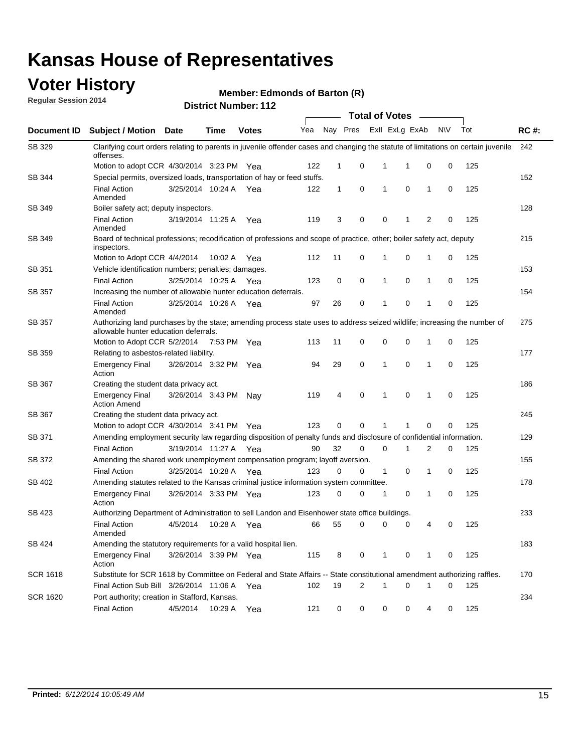# Kansas House of Representatives

## Voter History

**Regular Session 2014**

**Member: Edmonds of Barton (R)**

**District Number: 112**

| Document ID | Subject / Motion | Date | Time | Votes | Yea | Nay | Pres | ExII | ExLg | ExAb | N\V | Tot | RC #: |
|---|---|---|---|---|---|---|---|---|---|---|---|---|---|
| SB 329 | Clarifying court orders relating to parents in juvenile offender cases and changing the statute of limitations on certain juvenile offenses. | | | | | | | | | | | | 242 |
| | Motion to adopt CCR | 4/30/2014 | 3:23 PM | Yea | 122 | 1 | 0 | 1 | 1 | 0 | 0 | 125 | |
| SB 344 | Special permits, oversized loads, transportation of hay or feed stuffs. | | | | | | | | | | | | 152 |
| | Final Action Amended | 3/25/2014 | 10:24 A | Yea | 122 | 1 | 0 | 1 | 0 | 1 | 0 | 125 | |
| SB 349 | Boiler safety act; deputy inspectors. | | | | | | | | | | | | 128 |
| | Final Action Amended | 3/19/2014 | 11:25 A | Yea | 119 | 3 | 0 | 0 | 1 | 2 | 0 | 125 | |
| SB 349 | Board of technical professions; recodification of professions and scope of practice, other; boiler safety act, deputy inspectors. | | | | | | | | | | | | 215 |
| | Motion to Adopt CCR | 4/4/2014 | 10:02 A | Yea | 112 | 11 | 0 | 1 | 0 | 1 | 0 | 125 | |
| SB 351 | Vehicle identification numbers; penalties; damages. | | | | | | | | | | | | 153 |
| | Final Action | 3/25/2014 | 10:25 A | Yea | 123 | 0 | 0 | 1 | 0 | 1 | 0 | 125 | |
| SB 357 | Increasing the number of allowable hunter education deferrals. | | | | | | | | | | | | 154 |
| | Final Action Amended | 3/25/2014 | 10:26 A | Yea | 97 | 26 | 0 | 1 | 0 | 1 | 0 | 125 | |
| SB 357 | Authorizing land purchases by the state; amending process state uses to address seized wildlife; increasing the number of allowable hunter education deferrals. | | | | | | | | | | | | 275 |
| | Motion to Adopt CCR | 5/2/2014 | 7:53 PM | Yea | 113 | 11 | 0 | 0 | 0 | 1 | 0 | 125 | |
| SB 359 | Relating to asbestos-related liability. | | | | | | | | | | | | 177 |
| | Emergency Final Action | 3/26/2014 | 3:32 PM | Yea | 94 | 29 | 0 | 1 | 0 | 1 | 0 | 125 | |
| SB 367 | Creating the student data privacy act. | | | | | | | | | | | | 186 |
| | Emergency Final Action Amend | 3/26/2014 | 3:43 PM | Nay | 119 | 4 | 0 | 1 | 0 | 1 | 0 | 125 | |
| SB 367 | Creating the student data privacy act. | | | | | | | | | | | | 245 |
| | Motion to adopt CCR | 4/30/2014 | 3:41 PM | Yea | 123 | 0 | 0 | 1 | 1 | 0 | 0 | 125 | |
| SB 371 | Amending employment security law regarding disposition of penalty funds and disclosure of confidential information. | | | | | | | | | | | | 129 |
| | Final Action | 3/19/2014 | 11:27 A | Yea | 90 | 32 | 0 | 0 | 1 | 2 | 0 | 125 | |
| SB 372 | Amending the shared work unemployment compensation program; layoff aversion. | | | | | | | | | | | | 155 |
| | Final Action | 3/25/2014 | 10:28 A | Yea | 123 | 0 | 0 | 1 | 0 | 1 | 0 | 125 | |
| SB 402 | Amending statutes related to the Kansas criminal justice information system committee. | | | | | | | | | | | | 178 |
| | Emergency Final Action | 3/26/2014 | 3:33 PM | Yea | 123 | 0 | 0 | 1 | 0 | 1 | 0 | 125 | |
| SB 423 | Authorizing Department of Administration to sell Landon and Eisenhower state office buildings. | | | | | | | | | | | | 233 |
| | Final Action Amended | 4/5/2014 | 10:28 A | Yea | 66 | 55 | 0 | 0 | 0 | 4 | 0 | 125 | |
| SB 424 | Amending the statutory requirements for a valid hospital lien. | | | | | | | | | | | | 183 |
| | Emergency Final Action | 3/26/2014 | 3:39 PM | Yea | 115 | 8 | 0 | 1 | 0 | 1 | 0 | 125 | |
| SCR 1618 | Substitute for SCR 1618 by Committee on Federal and State Affairs -- State constitutional amendment authorizing raffles. | | | | | | | | | | | | 170 |
| | Final Action Sub Bill | 3/26/2014 | 11:06 A | Yea | 102 | 19 | 2 | 1 | 0 | 1 | 0 | 125 | |
| SCR 1620 | Port authority; creation in Stafford, Kansas. | | | | | | | | | | | | 234 |
| | Final Action | 4/5/2014 | 10:29 A | Yea | 121 | 0 | 0 | 0 | 0 | 4 | 0 | 125 | |

**Printed:** *6/12/2014 10:05:49 AM*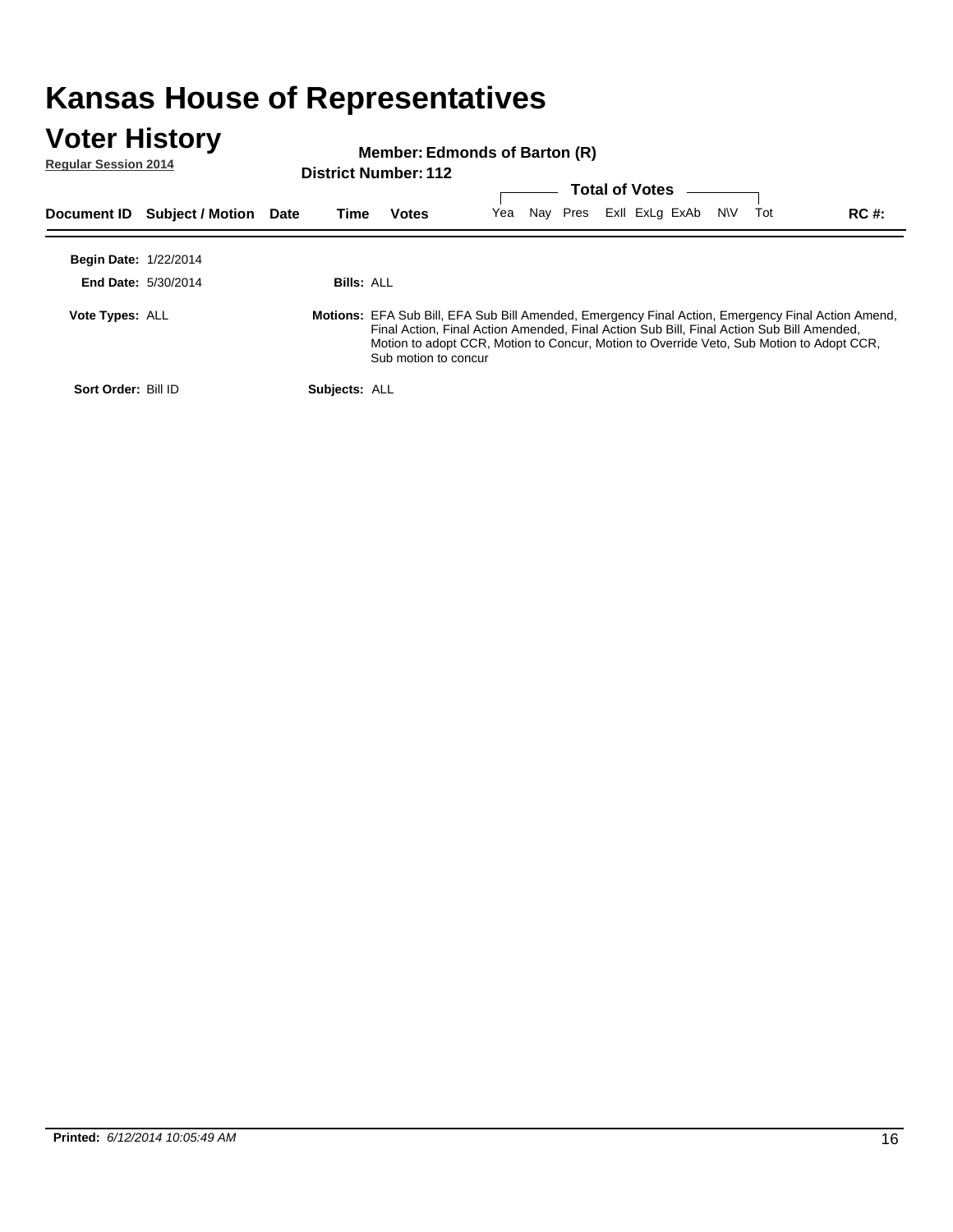# Kansas House of Representatives

## Voter History

Regular Session 2014

**Member:** Edmonds of Barton (R)

**District Number:** 112

| Document ID | Subject / Motion | Date | Time | Votes | Total of Votes | | | | | | | | RC #: |
|---|---|---|---|---|---|---|---|---|---|---|---|---|---|
| | | | | | Yea | Nay | Pres | ExII | ExLg | ExAb | N\V | Tot | |

**Begin Date:** 1/22/2014

**End Date:** 5/30/2014

**Bills:** ALL

**Vote Types:** ALL

**Motions:** EFA Sub Bill, EFA Sub Bill Amended, Emergency Final Action, Emergency Final Action Amend, Final Action, Final Action Amended, Final Action Sub Bill, Final Action Sub Bill Amended, Motion to adopt CCR, Motion to Concur, Motion to Override Veto, Sub Motion to Adopt CCR, Sub motion to concur

**Sort Order:** Bill ID

**Subjects:** ALL

**Printed:** *6/12/2014 10:05:49 AM*